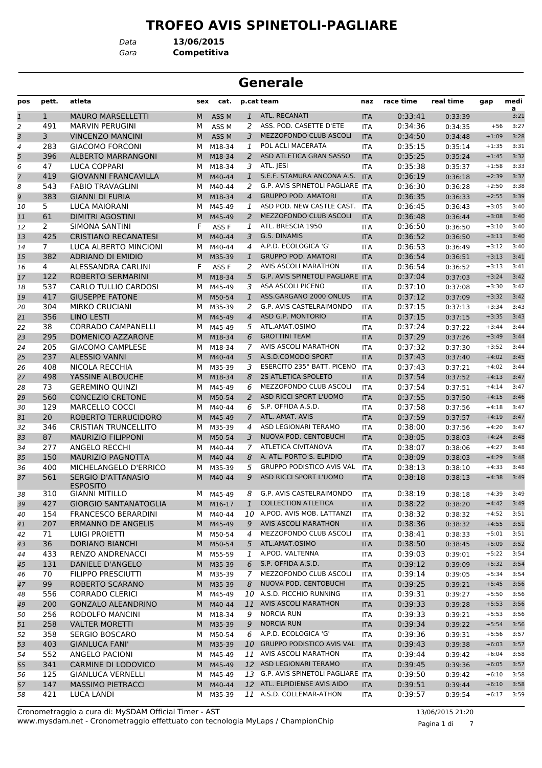# TROFEO AVIS SPINETOLI-PAGLIARE

*Data* **13/06/2015**
*Gara* **Competitiva**

## Generale

| pos | pett. | atleta | sex | cat. | p.cat | team | naz | race time | real time | gap | media |
|---|---|---|---|---|---|---|---|---|---|---|---|
| 1 | 1 | MAURO MARSELLETTI | M | ASS M | 1 | ATL. RECANATI | ITA | 0:33:41 | 0:33:39 | | 3:21 |
| 2 | 491 | MARVIN PERUGINI | M | ASS M | 2 | ASS. POD. CASETTE D'ETE | ITA | 0:34:36 | 0:34:35 | +56 | 3:27 |
| 3 | 3 | VINCENZO MANCINI | M | ASS M | 3 | MEZZOFONDO CLUB ASCOLI | ITA | 0:34:50 | 0:34:48 | +1:09 | 3:28 |
| 4 | 283 | GIACOMO FORCONI | M | M18-34 | 1 | POL ACLI MACERATA | ITA | 0:35:15 | 0:35:14 | +1:35 | 3:31 |
| 5 | 396 | ALBERTO MARRANGONI | M | M18-34 | 2 | ASD ATLETICA GRAN SASSO | ITA | 0:35:25 | 0:35:24 | +1:45 | 3:32 |
| 6 | 47 | LUCA COPPARI | M | M18-34 | 3 | ATL. JESI | ITA | 0:35:38 | 0:35:37 | +1:58 | 3:33 |
| 7 | 419 | GIOVANNI FRANCAVILLA | M | M40-44 | 1 | S.E.F. STAMURA ANCONA A.S. | ITA | 0:36:19 | 0:36:18 | +2:39 | 3:37 |
| 8 | 543 | FABIO TRAVAGLINI | M | M40-44 | 2 | G.P. AVIS SPINETOLI PAGLIARE | ITA | 0:36:30 | 0:36:28 | +2:50 | 3:38 |
| 9 | 383 | GIANNI DI FURIA | M | M18-34 | 4 | GRUPPO POD. AMATORI | ITA | 0:36:35 | 0:36:33 | +2:55 | 3:39 |
| 10 | 5 | LUCA MAIORANI | M | M45-49 | 1 | ASD POD. NEW CASTLE CAST. | ITA | 0:36:45 | 0:36:43 | +3:05 | 3:40 |
| 11 | 61 | DIMITRI AGOSTINI | M | M45-49 | 2 | MEZZOFONDO CLUB ASCOLI | ITA | 0:36:48 | 0:36:44 | +3:08 | 3:40 |
| 12 | 2 | SIMONA SANTINI | F | ASS F | 1 | ATL. BRESCIA 1950 | ITA | 0:36:50 | 0:36:50 | +3:10 | 3:40 |
| 13 | 425 | CRISTIANO RECANATESI | M | M40-44 | 3 | G.S. DINAMIS | ITA | 0:36:52 | 0:36:50 | +3:11 | 3:40 |
| 14 | 7 | LUCA ALBERTO MINCIONI | M | M40-44 | 4 | A.P.D. ECOLOGICA 'G' | ITA | 0:36:53 | 0:36:49 | +3:12 | 3:40 |
| 15 | 382 | ADRIANO DI EMIDIO | M | M35-39 | 1 | GRUPPO POD. AMATORI | ITA | 0:36:54 | 0:36:51 | +3:13 | 3:41 |
| 16 | 4 | ALESSANDRA CARLINI | F | ASS F | 2 | AVIS ASCOLI MARATHON | ITA | 0:36:54 | 0:36:52 | +3:13 | 3:41 |
| 17 | 122 | ROBERTO SERMARINI | M | M18-34 | 5 | G.P. AVIS SPINETOLI PAGLIARE | ITA | 0:37:04 | 0:37:03 | +3:24 | 3:42 |
| 18 | 537 | CARLO TULLIO CARDOSI | M | M45-49 | 3 | ASA ASCOLI PICENO | ITA | 0:37:10 | 0:37:08 | +3:30 | 3:42 |
| 19 | 417 | GIUSEPPE FATONE | M | M50-54 | 1 | ASS.GARGANO 2000 ONLUS | ITA | 0:37:12 | 0:37:09 | +3:32 | 3:42 |
| 20 | 304 | MIRKO CRUCIANI | M | M35-39 | 2 | G.P. AVIS CASTELRAIMONDO | ITA | 0:37:15 | 0:37:13 | +3:34 | 3:43 |
| 21 | 356 | LINO LESTI | M | M45-49 | 4 | ASD G.P. MONTORIO | ITA | 0:37:15 | 0:37:15 | +3:35 | 3:43 |
| 22 | 38 | CORRADO CAMPANELLI | M | M45-49 | 5 | ATL.AMAT.OSIMO | ITA | 0:37:24 | 0:37:22 | +3:44 | 3:44 |
| 23 | 295 | DOMENICO AZZARONE | M | M18-34 | 6 | GROTTINI TEAM | ITA | 0:37:29 | 0:37:26 | +3:49 | 3:44 |
| 24 | 205 | GIACOMO CAMPLESE | M | M18-34 | 7 | AVIS ASCOLI MARATHON | ITA | 0:37:32 | 0:37:30 | +3:52 | 3:44 |
| 25 | 237 | ALESSIO VANNI | M | M40-44 | 5 | A.S.D.COMODO SPORT | ITA | 0:37:43 | 0:37:40 | +4:02 | 3:45 |
| 26 | 408 | NICOLA RECCHIA | M | M35-39 | 3 | ESERCITO 235° BATT. PICENO | ITA | 0:37:43 | 0:37:21 | +4:02 | 3:44 |
| 27 | 498 | YASSINE ALBOUCHE | M | M18-34 | 8 | 2S ATLETICA SPOLETO | ITA | 0:37:54 | 0:37:52 | +4:13 | 3:47 |
| 28 | 73 | GEREMINO QUINZI | M | M45-49 | 6 | MEZZOFONDO CLUB ASCOLI | ITA | 0:37:54 | 0:37:51 | +4:14 | 3:47 |
| 29 | 560 | CONCEZIO CRETONE | M | M50-54 | 2 | ASD RICCI SPORT L'UOMO | ITA | 0:37:55 | 0:37:50 | +4:15 | 3:46 |
| 30 | 129 | MARCELLO COCCI | M | M40-44 | 6 | S.P. OFFIDA A.S.D. | ITA | 0:37:58 | 0:37:56 | +4:18 | 3:47 |
| 31 | 20 | ROBERTO TERRUCIDORO | M | M45-49 | 7 | ATL. AMAT. AVIS | ITA | 0:37:59 | 0:37:57 | +4:19 | 3:47 |
| 32 | 346 | CRISTIAN TRUNCELLITO | M | M35-39 | 4 | ASD LEGIONARI TERAMO | ITA | 0:38:00 | 0:37:56 | +4:20 | 3:47 |
| 33 | 87 | MAURIZIO FILIPPONI | M | M50-54 | 3 | NUOVA POD. CENTOBUCHI | ITA | 0:38:05 | 0:38:03 | +4:24 | 3:48 |
| 34 | 277 | ANGELO RECCHI | M | M40-44 | 7 | ATLETICA CIVITANOVA | ITA | 0:38:07 | 0:38:06 | +4:27 | 3:48 |
| 35 | 150 | MAURIZIO PAGNOTTA | M | M40-44 | 8 | A. ATL. PORTO S. ELPIDIO | ITA | 0:38:09 | 0:38:03 | +4:29 | 3:48 |
| 36 | 400 | MICHELANGELO D'ERRICO | M | M35-39 | 5 | GRUPPO PODISTICO AVIS VAL | ITA | 0:38:13 | 0:38:10 | +4:33 | 3:48 |
| 37 | 561 | SERGIO D'ATTANASIO ESPOSITO | M | M40-44 | 9 | ASD RICCI SPORT L'UOMO | ITA | 0:38:18 | 0:38:13 | +4:38 | 3:49 |
| 38 | 310 | GIANNI MITILLO | M | M45-49 | 8 | G.P. AVIS CASTELRAIMONDO | ITA | 0:38:19 | 0:38:18 | +4:39 | 3:49 |
| 39 | 427 | GIORGIO SANTANATOGLIA | M | M16-17 | 1 | COLLECTION ATLETICA | ITA | 0:38:22 | 0:38:20 | +4:42 | 3:49 |
| 40 | 154 | FRANCESCO BERARDINI | M | M40-44 | 10 | A.POD. AVIS MOB. LATTANZI | ITA | 0:38:32 | 0:38:32 | +4:52 | 3:51 |
| 41 | 207 | ERMANNO DE ANGELIS | M | M45-49 | 9 | AVIS ASCOLI MARATHON | ITA | 0:38:36 | 0:38:32 | +4:55 | 3:51 |
| 42 | 71 | LUIGI PROIETTI | M | M50-54 | 4 | MEZZOFONDO CLUB ASCOLI | ITA | 0:38:41 | 0:38:33 | +5:01 | 3:51 |
| 43 | 36 | DORIANO BIANCHI | M | M50-54 | 5 | ATL.AMAT.OSIMO | ITA | 0:38:50 | 0:38:45 | +5:09 | 3:52 |
| 44 | 433 | RENZO ANDRENACCI | M | M55-59 | 1 | A.POD. VALTENNA | ITA | 0:39:03 | 0:39:01 | +5:22 | 3:54 |
| 45 | 131 | DANIELE D'ANGELO | M | M35-39 | 6 | S.P. OFFIDA A.S.D. | ITA | 0:39:12 | 0:39:09 | +5:32 | 3:54 |
| 46 | 70 | FILIPPO PRESCIUTTI | M | M35-39 | 7 | MEZZOFONDO CLUB ASCOLI | ITA | 0:39:14 | 0:39:05 | +5:34 | 3:54 |
| 47 | 99 | ROBERTO SCARANO | M | M35-39 | 8 | NUOVA POD. CENTOBUCHI | ITA | 0:39:25 | 0:39:21 | +5:45 | 3:56 |
| 48 | 556 | CORRADO CLERICI | M | M45-49 | 10 | A.S.D. PICCHIO RUNNING | ITA | 0:39:31 | 0:39:27 | +5:50 | 3:56 |
| 49 | 200 | GONZALO ALEANDRINO | M | M40-44 | 11 | AVIS ASCOLI MARATHON | ITA | 0:39:33 | 0:39:28 | +5:53 | 3:56 |
| 50 | 256 | RODOLFO MANCINI | M | M18-34 | 9 | NORCIA RUN | ITA | 0:39:33 | 0:39:21 | +5:53 | 3:56 |
| 51 | 258 | VALTER MORETTI | M | M35-39 | 9 | NORCIA RUN | ITA | 0:39:34 | 0:39:22 | +5:54 | 3:56 |
| 52 | 358 | SERGIO BOSCARO | M | M50-54 | 6 | A.P.D. ECOLOGICA 'G' | ITA | 0:39:36 | 0:39:31 | +5:56 | 3:57 |
| 53 | 403 | GIANLUCA FANI' | M | M35-39 | 10 | GRUPPO PODISTICO AVIS VAL | ITA | 0:39:43 | 0:39:38 | +6:03 | 3:57 |
| 54 | 552 | ANGELO PACIONI | M | M45-49 | 11 | AVIS ASCOLI MARATHON | ITA | 0:39:44 | 0:39:42 | +6:04 | 3:58 |
| 55 | 341 | CARMINE DI LODOVICO | M | M45-49 | 12 | ASD LEGIONARI TERAMO | ITA | 0:39:45 | 0:39:36 | +6:05 | 3:57 |
| 56 | 125 | GIANLUCA VERNELLI | M | M45-49 | 13 | G.P. AVIS SPINETOLI PAGLIARE | ITA | 0:39:50 | 0:39:42 | +6:10 | 3:58 |
| 57 | 147 | MASSIMO PIETRACCI | M | M40-44 | 12 | ATL. ELPIDIENSE AVIS AIDO | ITA | 0:39:51 | 0:39:44 | +6:10 | 3:58 |
| 58 | 421 | LUCA LANDI | M | M35-39 | 11 | A.S.D. COLLEMAR-ATHON | ITA | 0:39:57 | 0:39:54 | +6:17 | 3:59 |

Cronometraggio a cura di: MySDAM Official Timer - AST
www.mysdam.net - Cronometraggio effettuato con tecnologia MyLaps / ChampionChip

13/06/2015 21:20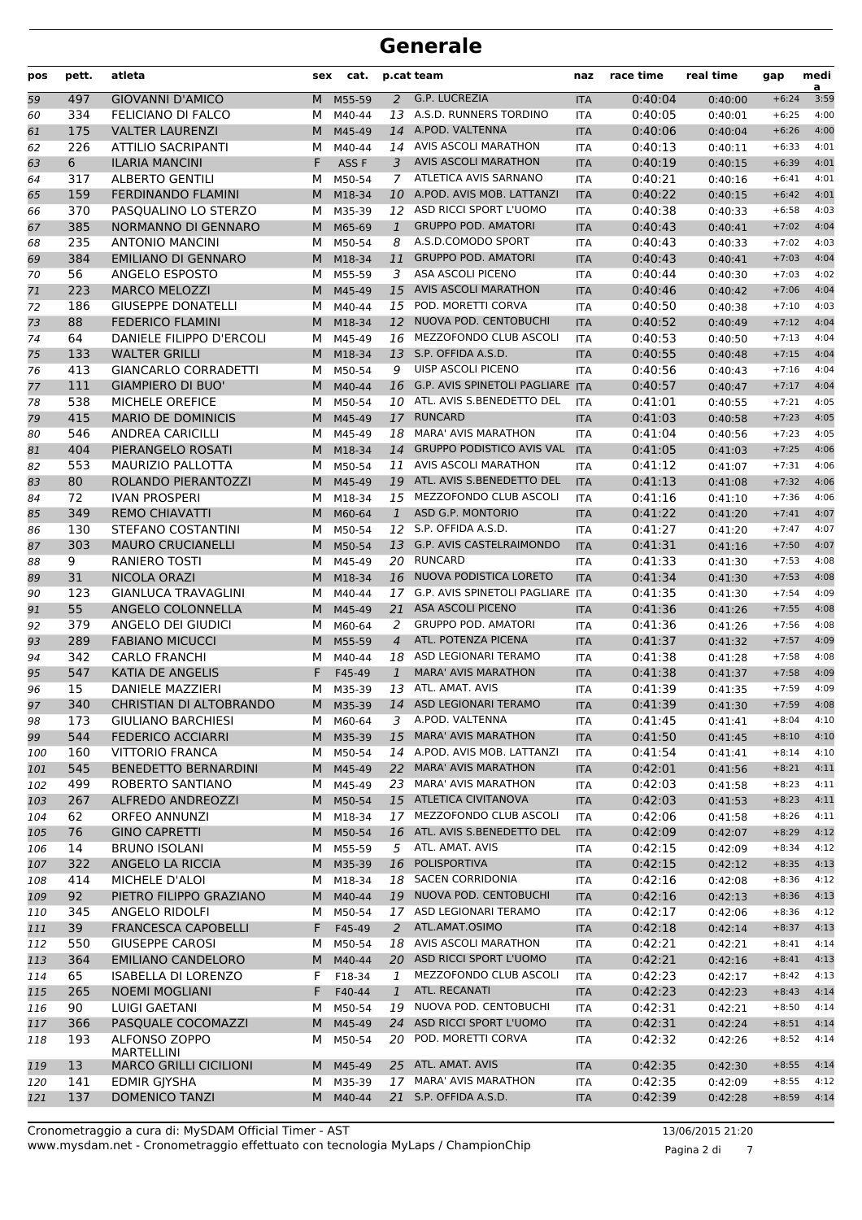# Generale

| pos | pett. | atleta | sex | cat. | p.cat | team | naz | race time | real time | gap | media |
|---|---|---|---|---|---|---|---|---|---|---|---|
| 59 | 497 | GIOVANNI D'AMICO | M | M55-59 | 2 | G.P. LUCREZIA | ITA | 0:40:04 | 0:40:00 | +6:24 | 3:59 |
| 60 | 334 | FELICIANO DI FALCO | M | M40-44 | 13 | A.S.D. RUNNERS TORDINO | ITA | 0:40:05 | 0:40:01 | +6:25 | 4:00 |
| 61 | 175 | VALTER LAURENZI | M | M45-49 | 14 | A.POD. VALTENNA | ITA | 0:40:06 | 0:40:04 | +6:26 | 4:00 |
| 62 | 226 | ATTILIO SACRIPANTI | M | M40-44 | 14 | AVIS ASCOLI MARATHON | ITA | 0:40:13 | 0:40:11 | +6:33 | 4:01 |
| 63 | 6 | ILARIA MANCINI | F | ASS F | 3 | AVIS ASCOLI MARATHON | ITA | 0:40:19 | 0:40:15 | +6:39 | 4:01 |
| 64 | 317 | ALBERTO GENTILI | M | M50-54 | 7 | ATLETICA AVIS SARNANO | ITA | 0:40:21 | 0:40:16 | +6:41 | 4:01 |
| 65 | 159 | FERDINANDO FLAMINI | M | M18-34 | 10 | A.POD. AVIS MOB. LATTANZI | ITA | 0:40:22 | 0:40:15 | +6:42 | 4:01 |
| 66 | 370 | PASQUALINO LO STERZO | M | M35-39 | 12 | ASD RICCI SPORT L'UOMO | ITA | 0:40:38 | 0:40:33 | +6:58 | 4:03 |
| 67 | 385 | NORMANNO DI GENNARO | M | M65-69 | 1 | GRUPPO POD. AMATORI | ITA | 0:40:43 | 0:40:41 | +7:02 | 4:04 |
| 68 | 235 | ANTONIO MANCINI | M | M50-54 | 8 | A.S.D.COMODO SPORT | ITA | 0:40:43 | 0:40:33 | +7:02 | 4:03 |
| 69 | 384 | EMILIANO DI GENNARO | M | M18-34 | 11 | GRUPPO POD. AMATORI | ITA | 0:40:43 | 0:40:41 | +7:03 | 4:04 |
| 70 | 56 | ANGELO ESPOSTO | M | M55-59 | 3 | ASA ASCOLI PICENO | ITA | 0:40:44 | 0:40:30 | +7:03 | 4:02 |
| 71 | 223 | MARCO MELOZZI | M | M45-49 | 15 | AVIS ASCOLI MARATHON | ITA | 0:40:46 | 0:40:42 | +7:06 | 4:04 |
| 72 | 186 | GIUSEPPE DONATELLI | M | M40-44 | 15 | POD. MORETTI CORVA | ITA | 0:40:50 | 0:40:38 | +7:10 | 4:03 |
| 73 | 88 | FEDERICO FLAMINI | M | M18-34 | 12 | NUOVA POD. CENTOBUCHI | ITA | 0:40:52 | 0:40:49 | +7:12 | 4:04 |
| 74 | 64 | DANIELE FILIPPO D'ERCOLI | M | M45-49 | 16 | MEZZOFONDO CLUB ASCOLI | ITA | 0:40:53 | 0:40:50 | +7:13 | 4:04 |
| 75 | 133 | WALTER GRILLI | M | M18-34 | 13 | S.P. OFFIDA A.S.D. | ITA | 0:40:55 | 0:40:48 | +7:15 | 4:04 |
| 76 | 413 | GIANCARLO CORRADETTI | M | M50-54 | 9 | UISP ASCOLI PICENO | ITA | 0:40:56 | 0:40:43 | +7:16 | 4:04 |
| 77 | 111 | GIAMPIERO DI BUO' | M | M40-44 | 16 | G.P. AVIS SPINETOLI PAGLIARE | ITA | 0:40:57 | 0:40:47 | +7:17 | 4:04 |
| 78 | 538 | MICHELE OREFICE | M | M50-54 | 10 | ATL. AVIS S.BENEDETTO DEL | ITA | 0:41:01 | 0:40:55 | +7:21 | 4:05 |
| 79 | 415 | MARIO DE DOMINICIS | M | M45-49 | 17 | RUNCARD | ITA | 0:41:03 | 0:40:58 | +7:23 | 4:05 |
| 80 | 546 | ANDREA CARICILLI | M | M45-49 | 18 | MARA' AVIS MARATHON | ITA | 0:41:04 | 0:40:56 | +7:23 | 4:05 |
| 81 | 404 | PIERANGELO ROSATI | M | M18-34 | 14 | GRUPPO PODISTICO AVIS VAL | ITA | 0:41:05 | 0:41:03 | +7:25 | 4:06 |
| 82 | 553 | MAURIZIO PALLOTTA | M | M50-54 | 11 | AVIS ASCOLI MARATHON | ITA | 0:41:12 | 0:41:07 | +7:31 | 4:06 |
| 83 | 80 | ROLANDO PIERANTOZZI | M | M45-49 | 19 | ATL. AVIS S.BENEDETTO DEL | ITA | 0:41:13 | 0:41:08 | +7:32 | 4:06 |
| 84 | 72 | IVAN PROSPERI | M | M18-34 | 15 | MEZZOFONDO CLUB ASCOLI | ITA | 0:41:16 | 0:41:10 | +7:36 | 4:06 |
| 85 | 349 | REMO CHIAVATTI | M | M60-64 | 1 | ASD G.P. MONTORIO | ITA | 0:41:22 | 0:41:20 | +7:41 | 4:07 |
| 86 | 130 | STEFANO COSTANTINI | M | M50-54 | 12 | S.P. OFFIDA A.S.D. | ITA | 0:41:27 | 0:41:20 | +7:47 | 4:07 |
| 87 | 303 | MAURO CRUCIANELLI | M | M50-54 | 13 | G.P. AVIS CASTELRAIMONDO | ITA | 0:41:31 | 0:41:16 | +7:50 | 4:07 |
| 88 | 9 | RANIERO TOSTI | M | M45-49 | 20 | RUNCARD | ITA | 0:41:33 | 0:41:30 | +7:53 | 4:08 |
| 89 | 31 | NICOLA ORAZI | M | M18-34 | 16 | NUOVA PODISTICA LORETO | ITA | 0:41:34 | 0:41:30 | +7:53 | 4:08 |
| 90 | 123 | GIANLUCA TRAVAGLINI | M | M40-44 | 17 | G.P. AVIS SPINETOLI PAGLIARE | ITA | 0:41:35 | 0:41:30 | +7:54 | 4:09 |
| 91 | 55 | ANGELO COLONNELLA | M | M45-49 | 21 | ASA ASCOLI PICENO | ITA | 0:41:36 | 0:41:26 | +7:55 | 4:08 |
| 92 | 379 | ANGELO DEI GIUDICI | M | M60-64 | 2 | GRUPPO POD. AMATORI | ITA | 0:41:36 | 0:41:26 | +7:56 | 4:08 |
| 93 | 289 | FABIANO MICUCCI | M | M55-59 | 4 | ATL. POTENZA PICENA | ITA | 0:41:37 | 0:41:32 | +7:57 | 4:09 |
| 94 | 342 | CARLO FRANCHI | M | M40-44 | 18 | ASD LEGIONARI TERAMO | ITA | 0:41:38 | 0:41:28 | +7:58 | 4:08 |
| 95 | 547 | KATIA DE ANGELIS | F | F45-49 | 1 | MARA' AVIS MARATHON | ITA | 0:41:38 | 0:41:37 | +7:58 | 4:09 |
| 96 | 15 | DANIELE MAZZIERI | M | M35-39 | 13 | ATL. AMAT. AVIS | ITA | 0:41:39 | 0:41:35 | +7:59 | 4:09 |
| 97 | 340 | CHRISTIAN DI ALTOBRANDO | M | M35-39 | 14 | ASD LEGIONARI TERAMO | ITA | 0:41:39 | 0:41:30 | +7:59 | 4:08 |
| 98 | 173 | GIULIANO BARCHIESI | M | M60-64 | 3 | A.POD. VALTENNA | ITA | 0:41:45 | 0:41:41 | +8:04 | 4:10 |
| 99 | 544 | FEDERICO ACCIARRI | M | M35-39 | 15 | MARA' AVIS MARATHON | ITA | 0:41:50 | 0:41:45 | +8:10 | 4:10 |
| 100 | 160 | VITTORIO FRANCA | M | M50-54 | 14 | A.POD. AVIS MOB. LATTANZI | ITA | 0:41:54 | 0:41:41 | +8:14 | 4:10 |
| 101 | 545 | BENEDETTO BERNARDINI | M | M45-49 | 22 | MARA' AVIS MARATHON | ITA | 0:42:01 | 0:41:56 | +8:21 | 4:11 |
| 102 | 499 | ROBERTO SANTIANO | M | M45-49 | 23 | MARA' AVIS MARATHON | ITA | 0:42:03 | 0:41:58 | +8:23 | 4:11 |
| 103 | 267 | ALFREDO ANDREOZZI | M | M50-54 | 15 | ATLETICA CIVITANOVA | ITA | 0:42:03 | 0:41:53 | +8:23 | 4:11 |
| 104 | 62 | ORFEO ANNUNZI | M | M18-34 | 17 | MEZZOFONDO CLUB ASCOLI | ITA | 0:42:06 | 0:41:58 | +8:26 | 4:11 |
| 105 | 76 | GINO CAPRETTI | M | M50-54 | 16 | ATL. AVIS S.BENEDETTO DEL | ITA | 0:42:09 | 0:42:07 | +8:29 | 4:12 |
| 106 | 14 | BRUNO ISOLANI | M | M55-59 | 5 | ATL. AMAT. AVIS | ITA | 0:42:15 | 0:42:09 | +8:34 | 4:12 |
| 107 | 322 | ANGELO LA RICCIA | M | M35-39 | 16 | POLISPORTIVA | ITA | 0:42:15 | 0:42:12 | +8:35 | 4:13 |
| 108 | 414 | MICHELE D'ALOI | M | M18-34 | 18 | SACEN CORRIDONIA | ITA | 0:42:16 | 0:42:08 | +8:36 | 4:12 |
| 109 | 92 | PIETRO FILIPPO GRAZIANO | M | M40-44 | 19 | NUOVA POD. CENTOBUCHI | ITA | 0:42:16 | 0:42:13 | +8:36 | 4:13 |
| 110 | 345 | ANGELO RIDOLFI | M | M50-54 | 17 | ASD LEGIONARI TERAMO | ITA | 0:42:17 | 0:42:06 | +8:36 | 4:12 |
| 111 | 39 | FRANCESCA CAPOBELLI | F | F45-49 | 2 | ATL.AMAT.OSIMO | ITA | 0:42:18 | 0:42:14 | +8:37 | 4:13 |
| 112 | 550 | GIUSEPPE CAROSI | M | M50-54 | 18 | AVIS ASCOLI MARATHON | ITA | 0:42:21 | 0:42:21 | +8:41 | 4:14 |
| 113 | 364 | EMILIANO CANDELORO | M | M40-44 | 20 | ASD RICCI SPORT L'UOMO | ITA | 0:42:21 | 0:42:16 | +8:41 | 4:13 |
| 114 | 65 | ISABELLA DI LORENZO | F | F18-34 | 1 | MEZZOFONDO CLUB ASCOLI | ITA | 0:42:23 | 0:42:17 | +8:42 | 4:13 |
| 115 | 265 | NOEMI MOGLIANI | F | F40-44 | 1 | ATL. RECANATI | ITA | 0:42:23 | 0:42:23 | +8:43 | 4:14 |
| 116 | 90 | LUIGI GAETANI | M | M50-54 | 19 | NUOVA POD. CENTOBUCHI | ITA | 0:42:31 | 0:42:21 | +8:50 | 4:14 |
| 117 | 366 | PASQUALE COCOMAZZI | M | M45-49 | 24 | ASD RICCI SPORT L'UOMO | ITA | 0:42:31 | 0:42:24 | +8:51 | 4:14 |
| 118 | 193 | ALFONSO ZOPPO MARTELLINI | M | M50-54 | 20 | POD. MORETTI CORVA | ITA | 0:42:32 | 0:42:26 | +8:52 | 4:14 |
| 119 | 13 | MARCO GRILLI CICILIONI | M | M45-49 | 25 | ATL. AMAT. AVIS | ITA | 0:42:35 | 0:42:30 | +8:55 | 4:14 |
| 120 | 141 | EDMIR GJYSHA | M | M35-39 | 17 | MARA' AVIS MARATHON | ITA | 0:42:35 | 0:42:09 | +8:55 | 4:12 |
| 121 | 137 | DOMENICO TANZI | M | M40-44 | 21 | S.P. OFFIDA A.S.D. | ITA | 0:42:39 | 0:42:28 | +8:59 | 4:14 |

Cronometraggio a cura di: MySDAM Official Timer - AST
www.mysdam.net - Cronometraggio effettuato con tecnologia MyLaps / ChampionChip

13/06/2015 21:20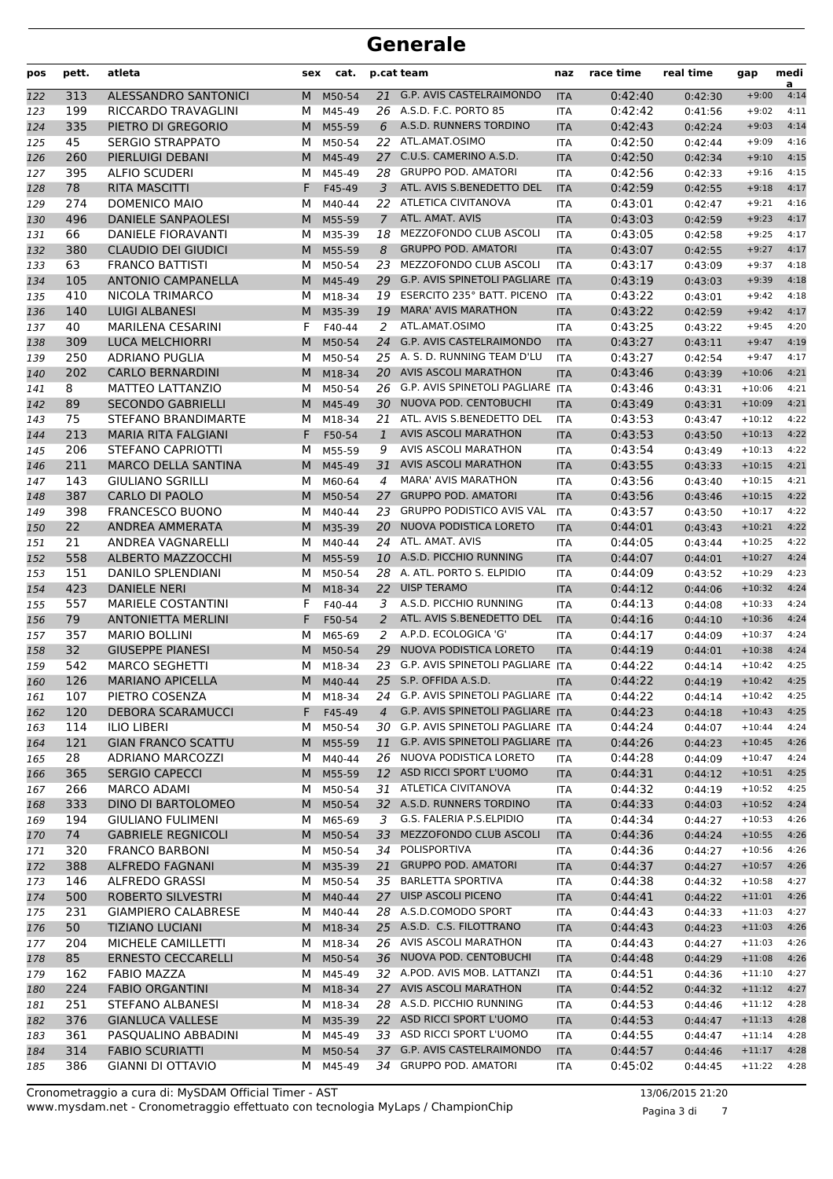# Generale

| pos | pett. | atleta | sex | cat. | p.cat | team | naz | race time | real time | gap | media |
|---|---|---|---|---|---|---|---|---|---|---|---|
| 122 | 313 | ALESSANDRO SANTONICI | M | M50-54 | 21 | G.P. AVIS CASTELRAIMONDO | ITA | 0:42:40 | 0:42:30 | +9:00 | 4:14 |
| 123 | 199 | RICCARDO TRAVAGLINI | M | M45-49 | 26 | A.S.D. F.C. PORTO 85 | ITA | 0:42:42 | 0:41:56 | +9:02 | 4:11 |
| 124 | 335 | PIETRO DI GREGORIO | M | M55-59 | 6 | A.S.D. RUNNERS TORDINO | ITA | 0:42:43 | 0:42:24 | +9:03 | 4:14 |
| 125 | 45 | SERGIO STRAPPATO | M | M50-54 | 22 | ATL.AMAT.OSIMO | ITA | 0:42:50 | 0:42:44 | +9:09 | 4:16 |
| 126 | 260 | PIERLUIGI DEBANI | M | M45-49 | 27 | C.U.S. CAMERINO A.S.D. | ITA | 0:42:50 | 0:42:34 | +9:10 | 4:15 |
| 127 | 395 | ALFIO SCUDERI | M | M45-49 | 28 | GRUPPO POD. AMATORI | ITA | 0:42:56 | 0:42:33 | +9:16 | 4:15 |
| 128 | 78 | RITA MASCITTI | F | F45-49 | 3 | ATL. AVIS S.BENEDETTO DEL | ITA | 0:42:59 | 0:42:55 | +9:18 | 4:17 |
| 129 | 274 | DOMENICO MAIO | M | M40-44 | 22 | ATLETICA CIVITANOVA | ITA | 0:43:01 | 0:42:47 | +9:21 | 4:16 |
| 130 | 496 | DANIELE SANPAOLESI | M | M55-59 | 7 | ATL. AMAT. AVIS | ITA | 0:43:03 | 0:42:59 | +9:23 | 4:17 |
| 131 | 66 | DANIELE FIORAVANTI | M | M35-39 | 18 | MEZZOFONDO CLUB ASCOLI | ITA | 0:43:05 | 0:42:58 | +9:25 | 4:17 |
| 132 | 380 | CLAUDIO DEI GIUDICI | M | M55-59 | 8 | GRUPPO POD. AMATORI | ITA | 0:43:07 | 0:42:55 | +9:27 | 4:17 |
| 133 | 63 | FRANCO BATTISTI | M | M50-54 | 23 | MEZZOFONDO CLUB ASCOLI | ITA | 0:43:17 | 0:43:09 | +9:37 | 4:18 |
| 134 | 105 | ANTONIO CAMPANELLA | M | M45-49 | 29 | G.P. AVIS SPINETOLI PAGLIARE | ITA | 0:43:19 | 0:43:03 | +9:39 | 4:18 |
| 135 | 410 | NICOLA TRIMARCO | M | M18-34 | 19 | ESERCITO 235° BATT. PICENO | ITA | 0:43:22 | 0:43:01 | +9:42 | 4:18 |
| 136 | 140 | LUIGI ALBANESI | M | M35-39 | 19 | MARA' AVIS MARATHON | ITA | 0:43:22 | 0:42:59 | +9:42 | 4:17 |
| 137 | 40 | MARILENA CESARINI | F | F40-44 | 2 | ATL.AMAT.OSIMO | ITA | 0:43:25 | 0:43:22 | +9:45 | 4:20 |
| 138 | 309 | LUCA MELCHIORRI | M | M50-54 | 24 | G.P. AVIS CASTELRAIMONDO | ITA | 0:43:27 | 0:43:11 | +9:47 | 4:19 |
| 139 | 250 | ADRIANO PUGLIA | M | M50-54 | 25 | A. S. D. RUNNING TEAM D'LU | ITA | 0:43:27 | 0:42:54 | +9:47 | 4:17 |
| 140 | 202 | CARLO BERNARDINI | M | M18-34 | 20 | AVIS ASCOLI MARATHON | ITA | 0:43:46 | 0:43:39 | +10:06 | 4:21 |
| 141 | 8 | MATTEO LATTANZIO | M | M50-54 | 26 | G.P. AVIS SPINETOLI PAGLIARE | ITA | 0:43:46 | 0:43:31 | +10:06 | 4:21 |
| 142 | 89 | SECONDO GABRIELLI | M | M45-49 | 30 | NUOVA POD. CENTOBUCHI | ITA | 0:43:49 | 0:43:31 | +10:09 | 4:21 |
| 143 | 75 | STEFANO BRANDIMARTE | M | M18-34 | 21 | ATL. AVIS S.BENEDETTO DEL | ITA | 0:43:53 | 0:43:47 | +10:12 | 4:22 |
| 144 | 213 | MARIA RITA FALGIANI | F | F50-54 | 1 | AVIS ASCOLI MARATHON | ITA | 0:43:53 | 0:43:50 | +10:13 | 4:22 |
| 145 | 206 | STEFANO CAPRIOTTI | M | M55-59 | 9 | AVIS ASCOLI MARATHON | ITA | 0:43:54 | 0:43:49 | +10:13 | 4:22 |
| 146 | 211 | MARCO DELLA SANTINA | M | M45-49 | 31 | AVIS ASCOLI MARATHON | ITA | 0:43:55 | 0:43:33 | +10:15 | 4:21 |
| 147 | 143 | GIULIANO SGRILLI | M | M60-64 | 4 | MARA' AVIS MARATHON | ITA | 0:43:56 | 0:43:40 | +10:15 | 4:21 |
| 148 | 387 | CARLO DI PAOLO | M | M50-54 | 27 | GRUPPO POD. AMATORI | ITA | 0:43:56 | 0:43:46 | +10:15 | 4:22 |
| 149 | 398 | FRANCESCO BUONO | M | M40-44 | 23 | GRUPPO PODISTICO AVIS VAL | ITA | 0:43:57 | 0:43:50 | +10:17 | 4:22 |
| 150 | 22 | ANDREA AMMERATA | M | M35-39 | 20 | NUOVA PODISTICA LORETO | ITA | 0:44:01 | 0:43:43 | +10:21 | 4:22 |
| 151 | 21 | ANDREA VAGNARELLI | M | M40-44 | 24 | ATL. AMAT. AVIS | ITA | 0:44:05 | 0:43:44 | +10:25 | 4:22 |
| 152 | 558 | ALBERTO MAZZOCCHI | M | M55-59 | 10 | A.S.D. PICCHIO RUNNING | ITA | 0:44:07 | 0:44:01 | +10:27 | 4:24 |
| 153 | 151 | DANILO SPLENDIANI | M | M50-54 | 28 | A. ATL. PORTO S. ELPIDIO | ITA | 0:44:09 | 0:43:52 | +10:29 | 4:23 |
| 154 | 423 | DANIELE NERI | M | M18-34 | 22 | UISP TERAMO | ITA | 0:44:12 | 0:44:06 | +10:32 | 4:24 |
| 155 | 557 | MARIELE COSTANTINI | F | F40-44 | 3 | A.S.D. PICCHIO RUNNING | ITA | 0:44:13 | 0:44:08 | +10:33 | 4:24 |
| 156 | 79 | ANTONIETTA MERLINI | F | F50-54 | 2 | ATL. AVIS S.BENEDETTO DEL | ITA | 0:44:16 | 0:44:10 | +10:36 | 4:24 |
| 157 | 357 | MARIO BOLLINI | M | M65-69 | 2 | A.P.D. ECOLOGICA 'G' | ITA | 0:44:17 | 0:44:09 | +10:37 | 4:24 |
| 158 | 32 | GIUSEPPE PIANESI | M | M50-54 | 29 | NUOVA PODISTICA LORETO | ITA | 0:44:19 | 0:44:01 | +10:38 | 4:24 |
| 159 | 542 | MARCO SEGHETTI | M | M18-34 | 23 | G.P. AVIS SPINETOLI PAGLIARE | ITA | 0:44:22 | 0:44:14 | +10:42 | 4:25 |
| 160 | 126 | MARIANO APICELLA | M | M40-44 | 25 | S.P. OFFIDA A.S.D. | ITA | 0:44:22 | 0:44:19 | +10:42 | 4:25 |
| 161 | 107 | PIETRO COSENZA | M | M18-34 | 24 | G.P. AVIS SPINETOLI PAGLIARE | ITA | 0:44:22 | 0:44:14 | +10:42 | 4:25 |
| 162 | 120 | DEBORA SCARAMUCCI | F | F45-49 | 4 | G.P. AVIS SPINETOLI PAGLIARE | ITA | 0:44:23 | 0:44:18 | +10:43 | 4:25 |
| 163 | 114 | ILIO LIBERI | M | M50-54 | 30 | G.P. AVIS SPINETOLI PAGLIARE | ITA | 0:44:24 | 0:44:07 | +10:44 | 4:24 |
| 164 | 121 | GIAN FRANCO SCATTU | M | M55-59 | 11 | G.P. AVIS SPINETOLI PAGLIARE | ITA | 0:44:26 | 0:44:23 | +10:45 | 4:26 |
| 165 | 28 | ADRIANO MARCOZZI | M | M40-44 | 26 | NUOVA PODISTICA LORETO | ITA | 0:44:28 | 0:44:09 | +10:47 | 4:24 |
| 166 | 365 | SERGIO CAPECCI | M | M55-59 | 12 | ASD RICCI SPORT L'UOMO | ITA | 0:44:31 | 0:44:12 | +10:51 | 4:25 |
| 167 | 266 | MARCO ADAMI | M | M50-54 | 31 | ATLETICA CIVITANOVA | ITA | 0:44:32 | 0:44:19 | +10:52 | 4:25 |
| 168 | 333 | DINO DI BARTOLOMEO | M | M50-54 | 32 | A.S.D. RUNNERS TORDINO | ITA | 0:44:33 | 0:44:03 | +10:52 | 4:24 |
| 169 | 194 | GIULIANO FULIMENI | M | M65-69 | 3 | G.S. FALERIA P.S.ELPIDIO | ITA | 0:44:34 | 0:44:27 | +10:53 | 4:26 |
| 170 | 74 | GABRIELE REGNICOLI | M | M50-54 | 33 | MEZZOFONDO CLUB ASCOLI | ITA | 0:44:36 | 0:44:24 | +10:55 | 4:26 |
| 171 | 320 | FRANCO BARBONI | M | M50-54 | 34 | POLISPORTIVA | ITA | 0:44:36 | 0:44:27 | +10:56 | 4:26 |
| 172 | 388 | ALFREDO FAGNANI | M | M35-39 | 21 | GRUPPO POD. AMATORI | ITA | 0:44:37 | 0:44:27 | +10:57 | 4:26 |
| 173 | 146 | ALFREDO GRASSI | M | M50-54 | 35 | BARLETTA SPORTIVA | ITA | 0:44:38 | 0:44:32 | +10:58 | 4:27 |
| 174 | 500 | ROBERTO SILVESTRI | M | M40-44 | 27 | UISP ASCOLI PICENO | ITA | 0:44:41 | 0:44:22 | +11:01 | 4:26 |
| 175 | 231 | GIAMPIERO CALABRESE | M | M40-44 | 28 | A.S.D.COMODO SPORT | ITA | 0:44:43 | 0:44:33 | +11:03 | 4:27 |
| 176 | 50 | TIZIANO LUCIANI | M | M18-34 | 25 | A.S.D. C.S. FILOTTRANO | ITA | 0:44:43 | 0:44:23 | +11:03 | 4:26 |
| 177 | 204 | MICHELE CAMILLETTI | M | M18-34 | 26 | AVIS ASCOLI MARATHON | ITA | 0:44:43 | 0:44:27 | +11:03 | 4:26 |
| 178 | 85 | ERNESTO CECCARELLI | M | M50-54 | 36 | NUOVA POD. CENTOBUCHI | ITA | 0:44:48 | 0:44:29 | +11:08 | 4:26 |
| 179 | 162 | FABIO MAZZA | M | M45-49 | 32 | A.POD. AVIS MOB. LATTANZI | ITA | 0:44:51 | 0:44:36 | +11:10 | 4:27 |
| 180 | 224 | FABIO ORGANTINI | M | M18-34 | 27 | AVIS ASCOLI MARATHON | ITA | 0:44:52 | 0:44:32 | +11:12 | 4:27 |
| 181 | 251 | STEFANO ALBANESI | M | M18-34 | 28 | A.S.D. PICCHIO RUNNING | ITA | 0:44:53 | 0:44:46 | +11:12 | 4:28 |
| 182 | 376 | GIANLUCA VALLESE | M | M35-39 | 22 | ASD RICCI SPORT L'UOMO | ITA | 0:44:53 | 0:44:47 | +11:13 | 4:28 |
| 183 | 361 | PASQUALINO ABBADINI | M | M45-49 | 33 | ASD RICCI SPORT L'UOMO | ITA | 0:44:55 | 0:44:47 | +11:14 | 4:28 |
| 184 | 314 | FABIO SCURIATTI | M | M50-54 | 37 | G.P. AVIS CASTELRAIMONDO | ITA | 0:44:57 | 0:44:46 | +11:17 | 4:28 |
| 185 | 386 | GIANNI DI OTTAVIO | M | M45-49 | 34 | GRUPPO POD. AMATORI | ITA | 0:45:02 | 0:44:45 | +11:22 | 4:28 |

Cronometraggio a cura di: MySDAM Official Timer - AST
www.mysdam.net - Cronometraggio effettuato con tecnologia MyLaps / ChampionChip

13/06/2015 21:20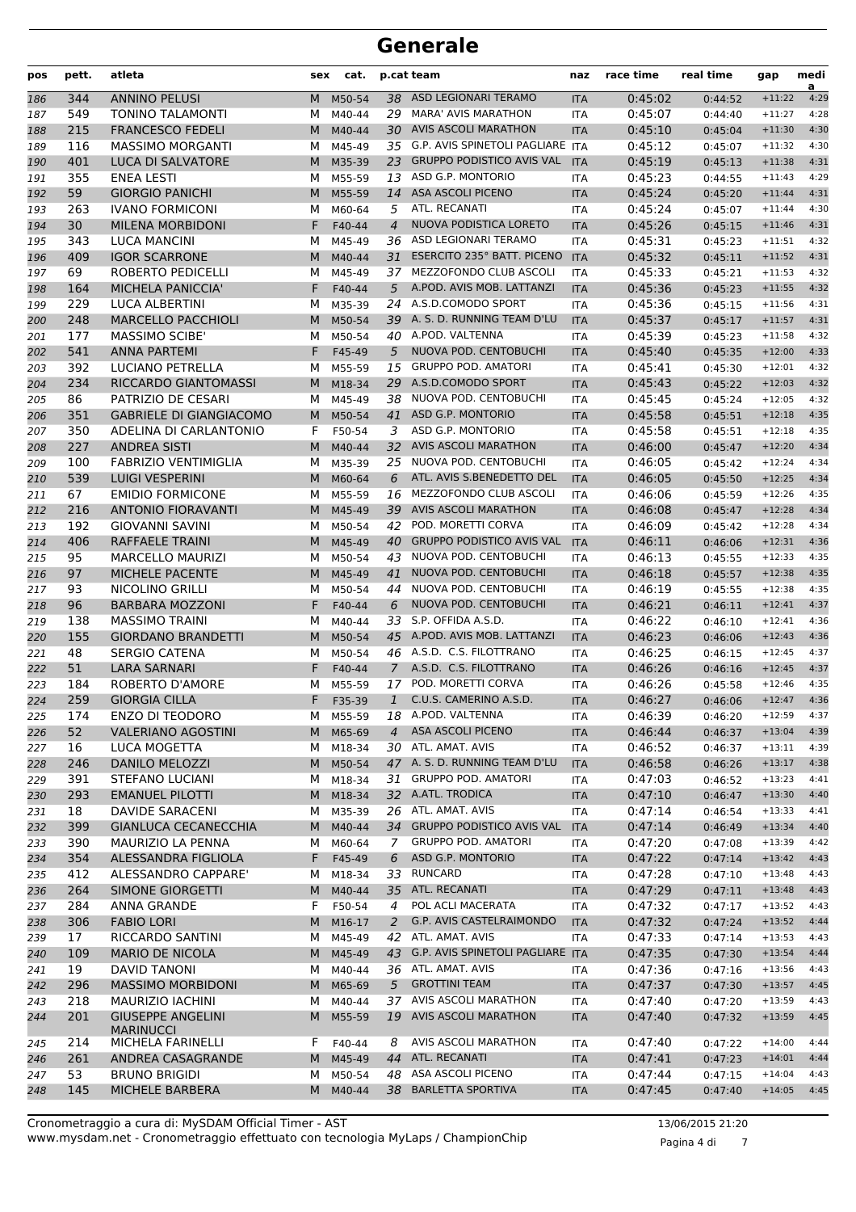# Generale

| pos | pett. | atleta | sex | cat. | p.cat | team | naz | race time | real time | gap | media |
|---|---|---|---|---|---|---|---|---|---|---|---|
| 186 | 344 | ANNINO PELUSI | M | M50-54 | 38 | ASD LEGIONARI TERAMO | ITA | 0:45:02 | 0:44:52 | +11:22 | 4:29 |
| 187 | 549 | TONINO TALAMONTI | M | M40-44 | 29 | MARA' AVIS MARATHON | ITA | 0:45:07 | 0:44:40 | +11:27 | 4:28 |
| 188 | 215 | FRANCESCO FEDELI | M | M40-44 | 30 | AVIS ASCOLI MARATHON | ITA | 0:45:10 | 0:45:04 | +11:30 | 4:30 |
| 189 | 116 | MASSIMO MORGANTI | M | M45-49 | 35 | G.P. AVIS SPINETOLI PAGLIARE | ITA | 0:45:12 | 0:45:07 | +11:32 | 4:30 |
| 190 | 401 | LUCA DI SALVATORE | M | M35-39 | 23 | GRUPPO PODISTICO AVIS VAL | ITA | 0:45:19 | 0:45:13 | +11:38 | 4:31 |
| 191 | 355 | ENEA LESTI | M | M55-59 | 13 | ASD G.P. MONTORIO | ITA | 0:45:23 | 0:44:55 | +11:43 | 4:29 |
| 192 | 59 | GIORGIO PANICHI | M | M55-59 | 14 | ASA ASCOLI PICENO | ITA | 0:45:24 | 0:45:20 | +11:44 | 4:31 |
| 193 | 263 | IVANO FORMICONI | M | M60-64 | 5 | ATL. RECANATI | ITA | 0:45:24 | 0:45:07 | +11:44 | 4:30 |
| 194 | 30 | MILENA MORBIDONI | F | F40-44 | 4 | NUOVA PODISTICA LORETO | ITA | 0:45:26 | 0:45:15 | +11:46 | 4:31 |
| 195 | 343 | LUCA MANCINI | M | M45-49 | 36 | ASD LEGIONARI TERAMO | ITA | 0:45:31 | 0:45:23 | +11:51 | 4:32 |
| 196 | 409 | IGOR SCARRONE | M | M40-44 | 31 | ESERCITO 235° BATT. PICENO | ITA | 0:45:32 | 0:45:11 | +11:52 | 4:31 |
| 197 | 69 | ROBERTO PEDICELLI | M | M45-49 | 37 | MEZZOFONDO CLUB ASCOLI | ITA | 0:45:33 | 0:45:21 | +11:53 | 4:32 |
| 198 | 164 | MICHELA PANICCIA' | F | F40-44 | 5 | A.POD. AVIS MOB. LATTANZI | ITA | 0:45:36 | 0:45:23 | +11:55 | 4:32 |
| 199 | 229 | LUCA ALBERTINI | M | M35-39 | 24 | A.S.D.COMODO SPORT | ITA | 0:45:36 | 0:45:15 | +11:56 | 4:31 |
| 200 | 248 | MARCELLO PACCHIOLI | M | M50-54 | 39 | A. S. D. RUNNING TEAM D'LU | ITA | 0:45:37 | 0:45:17 | +11:57 | 4:31 |
| 201 | 177 | MASSIMO SCIBE' | M | M50-54 | 40 | A.POD. VALTENNA | ITA | 0:45:39 | 0:45:23 | +11:58 | 4:32 |
| 202 | 541 | ANNA PARTEMI | F | F45-49 | 5 | NUOVA POD. CENTOBUCHI | ITA | 0:45:40 | 0:45:35 | +12:00 | 4:33 |
| 203 | 392 | LUCIANO PETRELLA | M | M55-59 | 15 | GRUPPO POD. AMATORI | ITA | 0:45:41 | 0:45:30 | +12:01 | 4:32 |
| 204 | 234 | RICCARDO GIANTOMASSI | M | M18-34 | 29 | A.S.D.COMODO SPORT | ITA | 0:45:43 | 0:45:22 | +12:03 | 4:32 |
| 205 | 86 | PATRIZIO DE CESARI | M | M45-49 | 38 | NUOVA POD. CENTOBUCHI | ITA | 0:45:45 | 0:45:24 | +12:05 | 4:32 |
| 206 | 351 | GABRIELE DI GIANGIACOMO | M | M50-54 | 41 | ASD G.P. MONTORIO | ITA | 0:45:58 | 0:45:51 | +12:18 | 4:35 |
| 207 | 350 | ADELINA DI CARLANTONIO | F | F50-54 | 3 | ASD G.P. MONTORIO | ITA | 0:45:58 | 0:45:51 | +12:18 | 4:35 |
| 208 | 227 | ANDREA SISTI | M | M40-44 | 32 | AVIS ASCOLI MARATHON | ITA | 0:46:00 | 0:45:47 | +12:20 | 4:34 |
| 209 | 100 | FABRIZIO VENTIMIGLIA | M | M35-39 | 25 | NUOVA POD. CENTOBUCHI | ITA | 0:46:05 | 0:45:42 | +12:24 | 4:34 |
| 210 | 539 | LUIGI VESPERINI | M | M60-64 | 6 | ATL. AVIS S.BENEDETTO DEL | ITA | 0:46:05 | 0:45:50 | +12:25 | 4:34 |
| 211 | 67 | EMIDIO FORMICONE | M | M55-59 | 16 | MEZZOFONDO CLUB ASCOLI | ITA | 0:46:06 | 0:45:59 | +12:26 | 4:35 |
| 212 | 216 | ANTONIO FIORAVANTI | M | M45-49 | 39 | AVIS ASCOLI MARATHON | ITA | 0:46:08 | 0:45:47 | +12:28 | 4:34 |
| 213 | 192 | GIOVANNI SAVINI | M | M50-54 | 42 | POD. MORETTI CORVA | ITA | 0:46:09 | 0:45:42 | +12:28 | 4:34 |
| 214 | 406 | RAFFAELE TRAINI | M | M45-49 | 40 | GRUPPO PODISTICO AVIS VAL | ITA | 0:46:11 | 0:46:06 | +12:31 | 4:36 |
| 215 | 95 | MARCELLO MAURIZI | M | M50-54 | 43 | NUOVA POD. CENTOBUCHI | ITA | 0:46:13 | 0:45:55 | +12:33 | 4:35 |
| 216 | 97 | MICHELE PACENTE | M | M45-49 | 41 | NUOVA POD. CENTOBUCHI | ITA | 0:46:18 | 0:45:57 | +12:38 | 4:35 |
| 217 | 93 | NICOLINO GRILLI | M | M50-54 | 44 | NUOVA POD. CENTOBUCHI | ITA | 0:46:19 | 0:45:55 | +12:38 | 4:35 |
| 218 | 96 | BARBARA MOZZONI | F | F40-44 | 6 | NUOVA POD. CENTOBUCHI | ITA | 0:46:21 | 0:46:11 | +12:41 | 4:37 |
| 219 | 138 | MASSIMO TRAINI | M | M40-44 | 33 | S.P. OFFIDA A.S.D. | ITA | 0:46:22 | 0:46:10 | +12:41 | 4:36 |
| 220 | 155 | GIORDANO BRANDETTI | M | M50-54 | 45 | A.POD. AVIS MOB. LATTANZI | ITA | 0:46:23 | 0:46:06 | +12:43 | 4:36 |
| 221 | 48 | SERGIO CATENA | M | M50-54 | 46 | A.S.D. C.S. FILOTTRANO | ITA | 0:46:25 | 0:46:15 | +12:45 | 4:37 |
| 222 | 51 | LARA SARNARI | F | F40-44 | 7 | A.S.D. C.S. FILOTTRANO | ITA | 0:46:26 | 0:46:16 | +12:45 | 4:37 |
| 223 | 184 | ROBERTO D'AMORE | M | M55-59 | 17 | POD. MORETTI CORVA | ITA | 0:46:26 | 0:45:58 | +12:46 | 4:35 |
| 224 | 259 | GIORGIA CILLA | F | F35-39 | 1 | C.U.S. CAMERINO A.S.D. | ITA | 0:46:27 | 0:46:06 | +12:47 | 4:36 |
| 225 | 174 | ENZO DI TEODORO | M | M55-59 | 18 | A.POD. VALTENNA | ITA | 0:46:39 | 0:46:20 | +12:59 | 4:37 |
| 226 | 52 | VALERIANO AGOSTINI | M | M65-69 | 4 | ASA ASCOLI PICENO | ITA | 0:46:44 | 0:46:37 | +13:04 | 4:39 |
| 227 | 16 | LUCA MOGETTA | M | M18-34 | 30 | ATL. AMAT. AVIS | ITA | 0:46:52 | 0:46:37 | +13:11 | 4:39 |
| 228 | 246 | DANILO MELOZZI | M | M50-54 | 47 | A. S. D. RUNNING TEAM D'LU | ITA | 0:46:58 | 0:46:26 | +13:17 | 4:38 |
| 229 | 391 | STEFANO LUCIANI | M | M18-34 | 31 | GRUPPO POD. AMATORI | ITA | 0:47:03 | 0:46:52 | +13:23 | 4:41 |
| 230 | 293 | EMANUEL PILOTTI | M | M18-34 | 32 | A.ATL. TRODICA | ITA | 0:47:10 | 0:46:47 | +13:30 | 4:40 |
| 231 | 18 | DAVIDE SARACENI | M | M35-39 | 26 | ATL. AMAT. AVIS | ITA | 0:47:14 | 0:46:54 | +13:33 | 4:41 |
| 232 | 399 | GIANLUCA CECANECCHIA | M | M40-44 | 34 | GRUPPO PODISTICO AVIS VAL | ITA | 0:47:14 | 0:46:49 | +13:34 | 4:40 |
| 233 | 390 | MAURIZIO LA PENNA | M | M60-64 | 7 | GRUPPO POD. AMATORI | ITA | 0:47:20 | 0:47:08 | +13:39 | 4:42 |
| 234 | 354 | ALESSANDRA FIGLIOLA | F | F45-49 | 6 | ASD G.P. MONTORIO | ITA | 0:47:22 | 0:47:14 | +13:42 | 4:43 |
| 235 | 412 | ALESSANDRO CAPPARE' | M | M18-34 | 33 | RUNCARD | ITA | 0:47:28 | 0:47:10 | +13:48 | 4:43 |
| 236 | 264 | SIMONE GIORGETTI | M | M40-44 | 35 | ATL. RECANATI | ITA | 0:47:29 | 0:47:11 | +13:48 | 4:43 |
| 237 | 284 | ANNA GRANDE | F | F50-54 | 4 | POL ACLI MACERATA | ITA | 0:47:32 | 0:47:17 | +13:52 | 4:43 |
| 238 | 306 | FABIO LORI | M | M16-17 | 2 | G.P. AVIS CASTELRAIMONDO | ITA | 0:47:32 | 0:47:24 | +13:52 | 4:44 |
| 239 | 17 | RICCARDO SANTINI | M | M45-49 | 42 | ATL. AMAT. AVIS | ITA | 0:47:33 | 0:47:14 | +13:53 | 4:43 |
| 240 | 109 | MARIO DE NICOLA | M | M45-49 | 43 | G.P. AVIS SPINETOLI PAGLIARE | ITA | 0:47:35 | 0:47:30 | +13:54 | 4:44 |
| 241 | 19 | DAVID TANONI | M | M40-44 | 36 | ATL. AMAT. AVIS | ITA | 0:47:36 | 0:47:16 | +13:56 | 4:43 |
| 242 | 296 | MASSIMO MORBIDONI | M | M65-69 | 5 | GROTTINI TEAM | ITA | 0:47:37 | 0:47:30 | +13:57 | 4:45 |
| 243 | 218 | MAURIZIO IACHINI | M | M40-44 | 37 | AVIS ASCOLI MARATHON | ITA | 0:47:40 | 0:47:20 | +13:59 | 4:43 |
| 244 | 201 | GIUSEPPE ANGELINI MARINUCCI | M | M55-59 | 19 | AVIS ASCOLI MARATHON | ITA | 0:47:40 | 0:47:32 | +13:59 | 4:45 |
| 245 | 214 | MICHELA FARINELLI | F | F40-44 | 8 | AVIS ASCOLI MARATHON | ITA | 0:47:40 | 0:47:22 | +14:00 | 4:44 |
| 246 | 261 | ANDREA CASAGRANDE | M | M45-49 | 44 | ATL. RECANATI | ITA | 0:47:41 | 0:47:23 | +14:01 | 4:44 |
| 247 | 53 | BRUNO BRIGIDI | M | M50-54 | 48 | ASA ASCOLI PICENO | ITA | 0:47:44 | 0:47:15 | +14:04 | 4:43 |
| 248 | 145 | MICHELE BARBERA | M | M40-44 | 38 | BARLETTA SPORTIVA | ITA | 0:47:45 | 0:47:40 | +14:05 | 4:45 |

Cronometraggio a cura di: MySDAM Official Timer - AST
www.mysdam.net - Cronometraggio effettuato con tecnologia MyLaps / ChampionChip

13/06/2015 21:20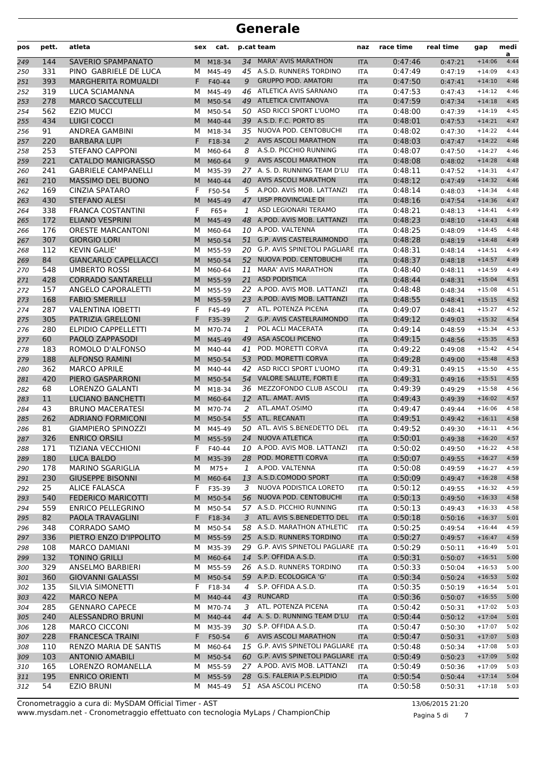# Generale

| pos | pett. | atleta | sex | cat. | p.cat | team | naz | race time | real time | gap | media |
|---|---|---|---|---|---|---|---|---|---|---|---|
| 249 | 144 | SAVERIO SPAMPANATO | M | M18-34 | 34 | MARA' AVIS MARATHON | ITA | 0:47:46 | 0:47:21 | +14:06 | 4:44 |
| 250 | 331 | PINO GABRIELE DE LUCA | M | M45-49 | 45 | A.S.D. RUNNERS TORDINO | ITA | 0:47:49 | 0:47:19 | +14:09 | 4:43 |
| 251 | 393 | MARGHERITA ROMUALDI | F | F40-44 | 9 | GRUPPO POD. AMATORI | ITA | 0:47:50 | 0:47:41 | +14:10 | 4:46 |
| 252 | 319 | LUCA SCIAMANNA | M | M45-49 | 46 | ATLETICA AVIS SARNANO | ITA | 0:47:53 | 0:47:43 | +14:12 | 4:46 |
| 253 | 278 | MARCO SACCUTELLI | M | M50-54 | 49 | ATLETICA CIVITANOVA | ITA | 0:47:59 | 0:47:34 | +14:18 | 4:45 |
| 254 | 562 | EZIO MUCCI | M | M50-54 | 50 | ASD RICCI SPORT L'UOMO | ITA | 0:48:00 | 0:47:39 | +14:19 | 4:45 |
| 255 | 434 | LUIGI COCCI | M | M40-44 | 39 | A.S.D. F.C. PORTO 85 | ITA | 0:48:01 | 0:47:53 | +14:21 | 4:47 |
| 256 | 91 | ANDREA GAMBINI | M | M18-34 | 35 | NUOVA POD. CENTOBUCHI | ITA | 0:48:02 | 0:47:30 | +14:22 | 4:44 |
| 257 | 220 | BARBARA LUPI | F | F18-34 | 2 | AVIS ASCOLI MARATHON | ITA | 0:48:03 | 0:47:47 | +14:22 | 4:46 |
| 258 | 253 | STEFANO CAPPONI | M | M60-64 | 8 | A.S.D. PICCHIO RUNNING | ITA | 0:48:07 | 0:47:50 | +14:27 | 4:46 |
| 259 | 221 | CATALDO MANIGRASSO | M | M60-64 | 9 | AVIS ASCOLI MARATHON | ITA | 0:48:08 | 0:48:02 | +14:28 | 4:48 |
| 260 | 241 | GABRIELE CAMPANELLI | M | M35-39 | 27 | A. S. D. RUNNING TEAM D'LU | ITA | 0:48:11 | 0:47:52 | +14:31 | 4:47 |
| 261 | 210 | MASSIMO DEL BUONO | M | M40-44 | 40 | AVIS ASCOLI MARATHON | ITA | 0:48:12 | 0:47:49 | +14:32 | 4:46 |
| 262 | 169 | CINZIA SPATARO | F | F50-54 | 5 | A.POD. AVIS MOB. LATTANZI | ITA | 0:48:14 | 0:48:03 | +14:34 | 4:48 |
| 263 | 430 | STEFANO ALESI | M | M45-49 | 47 | UISP PROVINCIALE DI | ITA | 0:48:16 | 0:47:54 | +14:36 | 4:47 |
| 264 | 338 | FRANCA COSTANTINI | F | F65+ | 1 | ASD LEGIONARI TERAMO | ITA | 0:48:21 | 0:48:13 | +14:41 | 4:49 |
| 265 | 172 | ELIANO VESPRINI | M | M45-49 | 48 | A.POD. AVIS MOB. LATTANZI | ITA | 0:48:23 | 0:48:10 | +14:43 | 4:48 |
| 266 | 176 | ORESTE MARCANTONI | M | M60-64 | 10 | A.POD. VALTENNA | ITA | 0:48:25 | 0:48:09 | +14:45 | 4:48 |
| 267 | 307 | GIORGIO LORI | M | M50-54 | 51 | G.P. AVIS CASTELRAIMONDO | ITA | 0:48:28 | 0:48:19 | +14:48 | 4:49 |
| 268 | 112 | KEVIN GALIE' | M | M55-59 | 20 | G.P. AVIS SPINETOLI PAGLIARE | ITA | 0:48:31 | 0:48:14 | +14:51 | 4:49 |
| 269 | 84 | GIANCARLO CAPELLACCI | M | M50-54 | 52 | NUOVA POD. CENTOBUCHI | ITA | 0:48:37 | 0:48:18 | +14:57 | 4:49 |
| 270 | 548 | UMBERTO ROSSI | M | M60-64 | 11 | MARA' AVIS MARATHON | ITA | 0:48:40 | 0:48:11 | +14:59 | 4:49 |
| 271 | 428 | CORRADO SANTARELLI | M | M55-59 | 21 | ASD PODISTICA | ITA | 0:48:44 | 0:48:31 | +15:04 | 4:51 |
| 272 | 157 | ANGELO CAPORALETTI | M | M55-59 | 22 | A.POD. AVIS MOB. LATTANZI | ITA | 0:48:48 | 0:48:34 | +15:08 | 4:51 |
| 273 | 168 | FABIO SMERILLI | M | M55-59 | 23 | A.POD. AVIS MOB. LATTANZI | ITA | 0:48:55 | 0:48:41 | +15:15 | 4:52 |
| 274 | 287 | VALENTINA IOBETTI | F | F45-49 | 7 | ATL. POTENZA PICENA | ITA | 0:49:07 | 0:48:41 | +15:27 | 4:52 |
| 275 | 305 | PATRIZIA GRELLONI | F | F35-39 | 2 | G.P. AVIS CASTELRAIMONDO | ITA | 0:49:12 | 0:49:03 | +15:32 | 4:54 |
| 276 | 280 | ELPIDIO CAPPELLETTI | M | M70-74 | 1 | POL ACLI MACERATA | ITA | 0:49:14 | 0:48:59 | +15:34 | 4:53 |
| 277 | 60 | PAOLO ZAPPASODI | M | M45-49 | 49 | ASA ASCOLI PICENO | ITA | 0:49:15 | 0:48:56 | +15:35 | 4:53 |
| 278 | 183 | ROMOLO D'ALFONSO | M | M40-44 | 41 | POD. MORETTI CORVA | ITA | 0:49:22 | 0:49:08 | +15:42 | 4:54 |
| 279 | 188 | ALFONSO RAMINI | M | M50-54 | 53 | POD. MORETTI CORVA | ITA | 0:49:28 | 0:49:00 | +15:48 | 4:53 |
| 280 | 362 | MARCO APRILE | M | M40-44 | 42 | ASD RICCI SPORT L'UOMO | ITA | 0:49:31 | 0:49:15 | +15:50 | 4:55 |
| 281 | 420 | PIERO GASPARRONI | M | M50-54 | 54 | VALORE SALUTE, FORTI E | ITA | 0:49:31 | 0:49:16 | +15:51 | 4:55 |
| 282 | 68 | LORENZO GALANTI | M | M18-34 | 36 | MEZZOFONDO CLUB ASCOLI | ITA | 0:49:39 | 0:49:29 | +15:58 | 4:56 |
| 283 | 11 | LUCIANO BANCHETTI | M | M60-64 | 12 | ATL. AMAT. AVIS | ITA | 0:49:43 | 0:49:39 | +16:02 | 4:57 |
| 284 | 43 | BRUNO MACERATESI | M | M70-74 | 2 | ATL.AMAT.OSIMO | ITA | 0:49:47 | 0:49:44 | +16:06 | 4:58 |
| 285 | 262 | ADRIANO FORMICONI | M | M50-54 | 55 | ATL. RECANATI | ITA | 0:49:51 | 0:49:42 | +16:11 | 4:58 |
| 286 | 81 | GIAMPIERO SPINOZZI | M | M45-49 | 50 | ATL. AVIS S.BENEDETTO DEL | ITA | 0:49:52 | 0:49:30 | +16:11 | 4:56 |
| 287 | 326 | ENRICO ORSILI | M | M55-59 | 24 | NUOVA ATLETICA | ITA | 0:50:01 | 0:49:38 | +16:20 | 4:57 |
| 288 | 171 | TIZIANA VECCHIONI | F | F40-44 | 10 | A.POD. AVIS MOB. LATTANZI | ITA | 0:50:02 | 0:49:50 | +16:22 | 4:58 |
| 289 | 180 | LUCA BALDO | M | M35-39 | 28 | POD. MORETTI CORVA | ITA | 0:50:07 | 0:49:55 | +16:27 | 4:59 |
| 290 | 178 | MARINO SGARIGLIA | M | M75+ | 1 | A.POD. VALTENNA | ITA | 0:50:08 | 0:49:59 | +16:27 | 4:59 |
| 291 | 230 | GIUSEPPE BISONNI | M | M60-64 | 13 | A.S.D.COMODO SPORT | ITA | 0:50:09 | 0:49:47 | +16:28 | 4:58 |
| 292 | 25 | ALICE FALASCA | F | F35-39 | 3 | NUOVA PODISTICA LORETO | ITA | 0:50:12 | 0:49:55 | +16:32 | 4:59 |
| 293 | 540 | FEDERICO MARICOTTI | M | M50-54 | 56 | NUOVA POD. CENTOBUCHI | ITA | 0:50:13 | 0:49:50 | +16:33 | 4:58 |
| 294 | 559 | ENRICO PELLEGRINO | M | M50-54 | 57 | A.S.D. PICCHIO RUNNING | ITA | 0:50:13 | 0:49:43 | +16:33 | 4:58 |
| 295 | 82 | PAOLA TRAVAGLINI | F | F18-34 | 3 | ATL. AVIS S.BENEDETTO DEL | ITA | 0:50:18 | 0:50:16 | +16:37 | 5:01 |
| 296 | 348 | CORRADO SAMO | M | M50-54 | 58 | A.S.D. MARATHON ATHLETIC | ITA | 0:50:25 | 0:49:54 | +16:44 | 4:59 |
| 297 | 336 | PIETRO ENZO D'IPPOLITO | M | M55-59 | 25 | A.S.D. RUNNERS TORDINO | ITA | 0:50:27 | 0:49:57 | +16:47 | 4:59 |
| 298 | 108 | MARCO DAMIANI | M | M35-39 | 29 | G.P. AVIS SPINETOLI PAGLIARE | ITA | 0:50:29 | 0:50:11 | +16:49 | 5:01 |
| 299 | 132 | TONINO GRILLI | M | M60-64 | 14 | S.P. OFFIDA A.S.D. | ITA | 0:50:31 | 0:50:07 | +16:51 | 5:00 |
| 300 | 329 | ANSELMO BARBIERI | M | M55-59 | 26 | A.S.D. RUNNERS TORDINO | ITA | 0:50:33 | 0:50:04 | +16:53 | 5:00 |
| 301 | 360 | GIOVANNI GALASSI | M | M50-54 | 59 | A.P.D. ECOLOGICA 'G' | ITA | 0:50:34 | 0:50:24 | +16:53 | 5:02 |
| 302 | 135 | SILVIA SIMONETTI | F | F18-34 | 4 | S.P. OFFIDA A.S.D. | ITA | 0:50:35 | 0:50:19 | +16:54 | 5:01 |
| 303 | 422 | MARCO NEPA | M | M40-44 | 43 | RUNCARD | ITA | 0:50:36 | 0:50:07 | +16:55 | 5:00 |
| 304 | 285 | GENNARO CAPECE | M | M70-74 | 3 | ATL. POTENZA PICENA | ITA | 0:50:42 | 0:50:31 | +17:02 | 5:03 |
| 305 | 240 | ALESSANDRO BRUNI | M | M40-44 | 44 | A. S. D. RUNNING TEAM D'LU | ITA | 0:50:44 | 0:50:12 | +17:04 | 5:01 |
| 306 | 128 | MARCO CICCONI | M | M35-39 | 30 | S.P. OFFIDA A.S.D. | ITA | 0:50:47 | 0:50:30 | +17:07 | 5:02 |
| 307 | 228 | FRANCESCA TRAINI | F | F50-54 | 6 | AVIS ASCOLI MARATHON | ITA | 0:50:47 | 0:50:31 | +17:07 | 5:03 |
| 308 | 110 | RENZO MARIA DE SANTIS | M | M60-64 | 15 | G.P. AVIS SPINETOLI PAGLIARE | ITA | 0:50:48 | 0:50:34 | +17:08 | 5:03 |
| 309 | 103 | ANTONIO AMABILI | M | M50-54 | 60 | G.P. AVIS SPINETOLI PAGLIARE | ITA | 0:50:49 | 0:50:23 | +17:09 | 5:02 |
| 310 | 165 | LORENZO ROMANELLA | M | M55-59 | 27 | A.POD. AVIS MOB. LATTANZI | ITA | 0:50:49 | 0:50:36 | +17:09 | 5:03 |
| 311 | 195 | ENRICO ORIENTI | M | M55-59 | 28 | G.S. FALERIA P.S.ELPIDIO | ITA | 0:50:54 | 0:50:44 | +17:14 | 5:04 |
| 312 | 54 | EZIO BRUNI | M | M45-49 | 51 | ASA ASCOLI PICENO | ITA | 0:50:58 | 0:50:31 | +17:18 | 5:03 |

Cronometraggio a cura di: MySDAM Official Timer - AST
www.mysdam.net - Cronometraggio effettuato con tecnologia MyLaps / ChampionChip

13/06/2015 21:20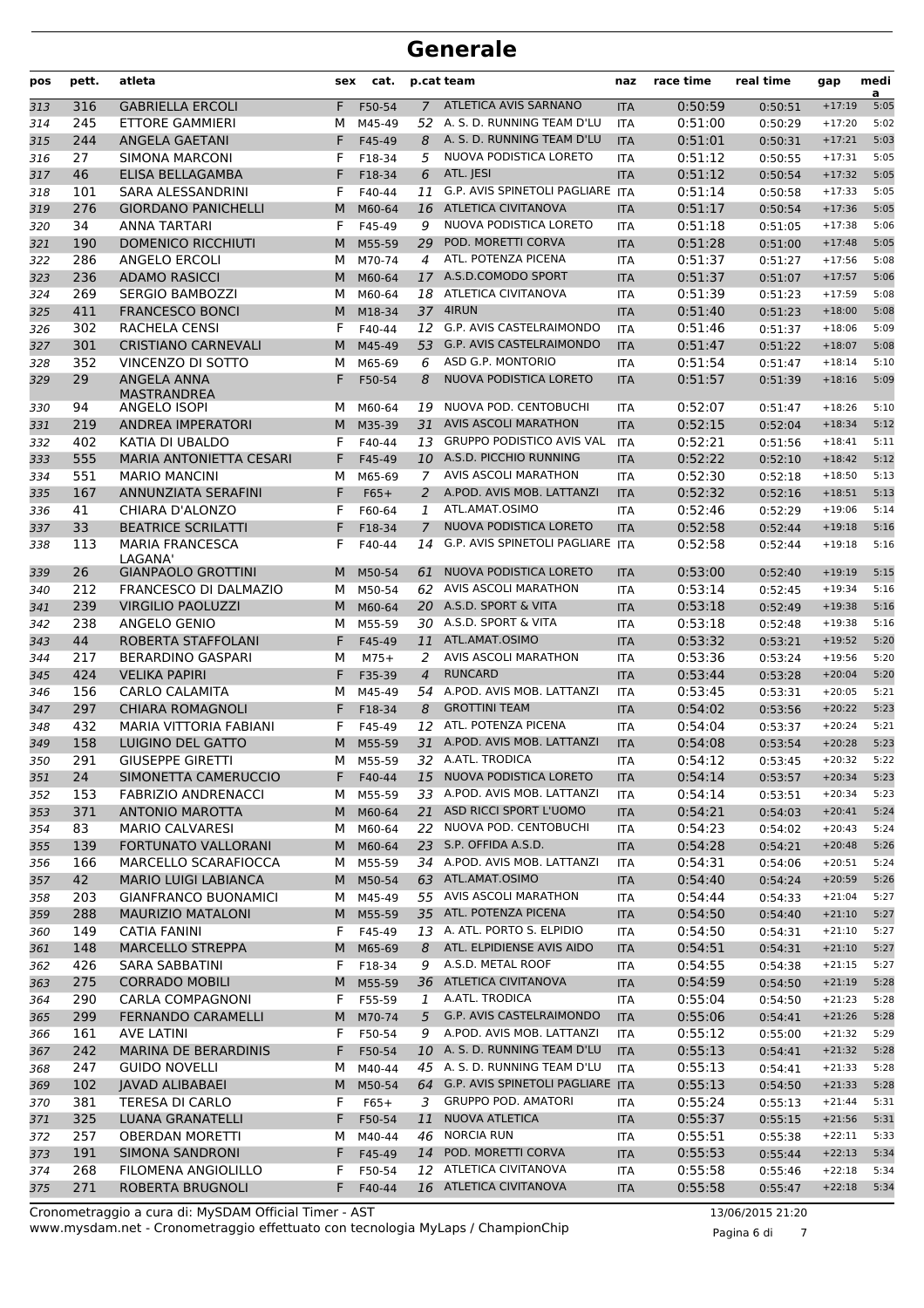# Generale

| pos | pett. | atleta | sex | cat. | p.cat | team | naz | race time | real time | gap | media |
|---|---|---|---|---|---|---|---|---|---|---|---|
| 313 | 316 | GABRIELLA ERCOLI | F | F50-54 | 7 | ATLETICA AVIS SARNANO | ITA | 0:50:59 | 0:50:51 | +17:19 | 5:05 |
| 314 | 245 | ETTORE GAMMIERI | M | M45-49 | 52 | A. S. D. RUNNING TEAM D'LU | ITA | 0:51:00 | 0:50:29 | +17:20 | 5:02 |
| 315 | 244 | ANGELA GAETANI | F | F45-49 | 8 | A. S. D. RUNNING TEAM D'LU | ITA | 0:51:01 | 0:50:31 | +17:21 | 5:03 |
| 316 | 27 | SIMONA MARCONI | F | F18-34 | 5 | NUOVA PODISTICA LORETO | ITA | 0:51:12 | 0:50:55 | +17:31 | 5:05 |
| 317 | 46 | ELISA BELLAGAMBA | F | F18-34 | 6 | ATL. JESI | ITA | 0:51:12 | 0:50:54 | +17:32 | 5:05 |
| 318 | 101 | SARA ALESSANDRINI | F | F40-44 | 11 | G.P. AVIS SPINETOLI PAGLIARE | ITA | 0:51:14 | 0:50:58 | +17:33 | 5:05 |
| 319 | 276 | GIORDANO PANICHELLI | M | M60-64 | 16 | ATLETICA CIVITANOVA | ITA | 0:51:17 | 0:50:54 | +17:36 | 5:05 |
| 320 | 34 | ANNA TARTARI | F | F45-49 | 9 | NUOVA PODISTICA LORETO | ITA | 0:51:18 | 0:51:05 | +17:38 | 5:06 |
| 321 | 190 | DOMENICO RICCHIUTI | M | M55-59 | 29 | POD. MORETTI CORVA | ITA | 0:51:28 | 0:51:00 | +17:48 | 5:05 |
| 322 | 286 | ANGELO ERCOLI | M | M70-74 | 4 | ATL. POTENZA PICENA | ITA | 0:51:37 | 0:51:27 | +17:56 | 5:08 |
| 323 | 236 | ADAMO RASICCI | M | M60-64 | 17 | A.S.D.COMODO SPORT | ITA | 0:51:37 | 0:51:07 | +17:57 | 5:06 |
| 324 | 269 | SERGIO BAMBOZZI | M | M60-64 | 18 | ATLETICA CIVITANOVA | ITA | 0:51:39 | 0:51:23 | +17:59 | 5:08 |
| 325 | 411 | FRANCESCO BONCI | M | M18-34 | 37 | 4IRUN | ITA | 0:51:40 | 0:51:23 | +18:00 | 5:08 |
| 326 | 302 | RACHELA CENSI | F | F40-44 | 12 | G.P. AVIS CASTELRAIMONDO | ITA | 0:51:46 | 0:51:37 | +18:06 | 5:09 |
| 327 | 301 | CRISTIANO CARNEVALI | M | M45-49 | 53 | G.P. AVIS CASTELRAIMONDO | ITA | 0:51:47 | 0:51:22 | +18:07 | 5:08 |
| 328 | 352 | VINCENZO DI SOTTO | M | M65-69 | 6 | ASD G.P. MONTORIO | ITA | 0:51:54 | 0:51:47 | +18:14 | 5:10 |
| 329 | 29 | ANGELA ANNA MASTRANDREA | F | F50-54 | 8 | NUOVA PODISTICA LORETO | ITA | 0:51:57 | 0:51:39 | +18:16 | 5:09 |
| 330 | 94 | ANGELO ISOPI | M | M60-64 | 19 | NUOVA POD. CENTOBUCHI | ITA | 0:52:07 | 0:51:47 | +18:26 | 5:10 |
| 331 | 219 | ANDREA IMPERATORI | M | M35-39 | 31 | AVIS ASCOLI MARATHON | ITA | 0:52:15 | 0:52:04 | +18:34 | 5:12 |
| 332 | 402 | KATIA DI UBALDO | F | F40-44 | 13 | GRUPPO PODISTICO AVIS VAL | ITA | 0:52:21 | 0:51:56 | +18:41 | 5:11 |
| 333 | 555 | MARIA ANTONIETTA CESARI | F | F45-49 | 10 | A.S.D. PICCHIO RUNNING | ITA | 0:52:22 | 0:52:10 | +18:42 | 5:12 |
| 334 | 551 | MARIO MANCINI | M | M65-69 | 7 | AVIS ASCOLI MARATHON | ITA | 0:52:30 | 0:52:18 | +18:50 | 5:13 |
| 335 | 167 | ANNUNZIATA SERAFINI | F | F65+ | 2 | A.POD. AVIS MOB. LATTANZI | ITA | 0:52:32 | 0:52:16 | +18:51 | 5:13 |
| 336 | 41 | CHIARA D'ALONZO | F | F60-64 | 1 | ATL.AMAT.OSIMO | ITA | 0:52:46 | 0:52:29 | +19:06 | 5:14 |
| 337 | 33 | BEATRICE SCRILATTI | F | F18-34 | 7 | NUOVA PODISTICA LORETO | ITA | 0:52:58 | 0:52:44 | +19:18 | 5:16 |
| 338 | 113 | MARIA FRANCESCA LAGANA' | F | F40-44 | 14 | G.P. AVIS SPINETOLI PAGLIARE | ITA | 0:52:58 | 0:52:44 | +19:18 | 5:16 |
| 339 | 26 | GIANPAOLO GROTTINI | M | M50-54 | 61 | NUOVA PODISTICA LORETO | ITA | 0:53:00 | 0:52:40 | +19:19 | 5:15 |
| 340 | 212 | FRANCESCO DI DALMAZIO | M | M50-54 | 62 | AVIS ASCOLI MARATHON | ITA | 0:53:14 | 0:52:45 | +19:34 | 5:16 |
| 341 | 239 | VIRGILIO PAOLUZZI | M | M60-64 | 20 | A.S.D. SPORT & VITA | ITA | 0:53:18 | 0:52:49 | +19:38 | 5:16 |
| 342 | 238 | ANGELO GENIO | M | M55-59 | 30 | A.S.D. SPORT & VITA | ITA | 0:53:18 | 0:52:48 | +19:38 | 5:16 |
| 343 | 44 | ROBERTA STAFFOLANI | F | F45-49 | 11 | ATL.AMAT.OSIMO | ITA | 0:53:32 | 0:53:21 | +19:52 | 5:20 |
| 344 | 217 | BERARDINO GASPARI | M | M75+ | 2 | AVIS ASCOLI MARATHON | ITA | 0:53:36 | 0:53:24 | +19:56 | 5:20 |
| 345 | 424 | VELIKA PAPIRI | F | F35-39 | 4 | RUNCARD | ITA | 0:53:44 | 0:53:28 | +20:04 | 5:20 |
| 346 | 156 | CARLO CALAMITA | M | M45-49 | 54 | A.POD. AVIS MOB. LATTANZI | ITA | 0:53:45 | 0:53:31 | +20:05 | 5:21 |
| 347 | 297 | CHIARA ROMAGNOLI | F | F18-34 | 8 | GROTTINI TEAM | ITA | 0:54:02 | 0:53:56 | +20:22 | 5:23 |
| 348 | 432 | MARIA VITTORIA FABIANI | F | F45-49 | 12 | ATL. POTENZA PICENA | ITA | 0:54:04 | 0:53:37 | +20:24 | 5:21 |
| 349 | 158 | LUIGINO DEL GATTO | M | M55-59 | 31 | A.POD. AVIS MOB. LATTANZI | ITA | 0:54:08 | 0:53:54 | +20:28 | 5:23 |
| 350 | 291 | GIUSEPPE GIRETTI | M | M55-59 | 32 | A.ATL. TRODICA | ITA | 0:54:12 | 0:53:45 | +20:32 | 5:22 |
| 351 | 24 | SIMONETTA CAMERUCCIO | F | F40-44 | 15 | NUOVA PODISTICA LORETO | ITA | 0:54:14 | 0:53:57 | +20:34 | 5:23 |
| 352 | 153 | FABRIZIO ANDRENACCI | M | M55-59 | 33 | A.POD. AVIS MOB. LATTANZI | ITA | 0:54:14 | 0:53:51 | +20:34 | 5:23 |
| 353 | 371 | ANTONIO MAROTTA | M | M60-64 | 21 | ASD RICCI SPORT L'UOMO | ITA | 0:54:21 | 0:54:03 | +20:41 | 5:24 |
| 354 | 83 | MARIO CALVARESI | M | M60-64 | 22 | NUOVA POD. CENTOBUCHI | ITA | 0:54:23 | 0:54:02 | +20:43 | 5:24 |
| 355 | 139 | FORTUNATO VALLORANI | M | M60-64 | 23 | S.P. OFFIDA A.S.D. | ITA | 0:54:28 | 0:54:21 | +20:48 | 5:26 |
| 356 | 166 | MARCELLO SCARAFIOCCA | M | M55-59 | 34 | A.POD. AVIS MOB. LATTANZI | ITA | 0:54:31 | 0:54:06 | +20:51 | 5:24 |
| 357 | 42 | MARIO LUIGI LABIANCA | M | M50-54 | 63 | ATL.AMAT.OSIMO | ITA | 0:54:40 | 0:54:24 | +20:59 | 5:26 |
| 358 | 203 | GIANFRANCO BUONAMICI | M | M45-49 | 55 | AVIS ASCOLI MARATHON | ITA | 0:54:44 | 0:54:33 | +21:04 | 5:27 |
| 359 | 288 | MAURIZIO MATALONI | M | M55-59 | 35 | ATL. POTENZA PICENA | ITA | 0:54:50 | 0:54:40 | +21:10 | 5:27 |
| 360 | 149 | CATIA FANINI | F | F45-49 | 13 | A. ATL. PORTO S. ELPIDIO | ITA | 0:54:50 | 0:54:31 | +21:10 | 5:27 |
| 361 | 148 | MARCELLO STREPPA | M | M65-69 | 8 | ATL. ELPIDIENSE AVIS AIDO | ITA | 0:54:51 | 0:54:31 | +21:10 | 5:27 |
| 362 | 426 | SARA SABBATINI | F | F18-34 | 9 | A.S.D. METAL ROOF | ITA | 0:54:55 | 0:54:38 | +21:15 | 5:27 |
| 363 | 275 | CORRADO MOBILI | M | M55-59 | 36 | ATLETICA CIVITANOVA | ITA | 0:54:59 | 0:54:50 | +21:19 | 5:28 |
| 364 | 290 | CARLA COMPAGNONI | F | F55-59 | 1 | A.ATL. TRODICA | ITA | 0:55:04 | 0:54:50 | +21:23 | 5:28 |
| 365 | 299 | FERNANDO CARAMELLI | M | M70-74 | 5 | G.P. AVIS CASTELRAIMONDO | ITA | 0:55:06 | 0:54:41 | +21:26 | 5:28 |
| 366 | 161 | AVE LATINI | F | F50-54 | 9 | A.POD. AVIS MOB. LATTANZI | ITA | 0:55:12 | 0:55:00 | +21:32 | 5:29 |
| 367 | 242 | MARINA DE BERARDINIS | F | F50-54 | 10 | A. S. D. RUNNING TEAM D'LU | ITA | 0:55:13 | 0:54:41 | +21:32 | 5:28 |
| 368 | 247 | GUIDO NOVELLI | M | M40-44 | 45 | A. S. D. RUNNING TEAM D'LU | ITA | 0:55:13 | 0:54:41 | +21:33 | 5:28 |
| 369 | 102 | JAVAD ALIBABAEI | M | M50-54 | 64 | G.P. AVIS SPINETOLI PAGLIARE | ITA | 0:55:13 | 0:54:50 | +21:33 | 5:28 |
| 370 | 381 | TERESA DI CARLO | F | F65+ | 3 | GRUPPO POD. AMATORI | ITA | 0:55:24 | 0:55:13 | +21:44 | 5:31 |
| 371 | 325 | LUANA GRANATELLI | F | F50-54 | 11 | NUOVA ATLETICA | ITA | 0:55:37 | 0:55:15 | +21:56 | 5:31 |
| 372 | 257 | OBERDAN MORETTI | M | M40-44 | 46 | NORCIA RUN | ITA | 0:55:51 | 0:55:38 | +22:11 | 5:33 |
| 373 | 191 | SIMONA SANDRONI | F | F45-49 | 14 | POD. MORETTI CORVA | ITA | 0:55:53 | 0:55:44 | +22:13 | 5:34 |
| 374 | 268 | FILOMENA ANGIOLILLO | F | F50-54 | 12 | ATLETICA CIVITANOVA | ITA | 0:55:58 | 0:55:46 | +22:18 | 5:34 |
| 375 | 271 | ROBERTA BRUGNOLI | F | F40-44 | 16 | ATLETICA CIVITANOVA | ITA | 0:55:58 | 0:55:47 | +22:18 | 5:34 |

Cronometraggio a cura di: MySDAM Official Timer - AST
www.mysdam.net - Cronometraggio effettuato con tecnologia MyLaps / ChampionChip

13/06/2015 21:20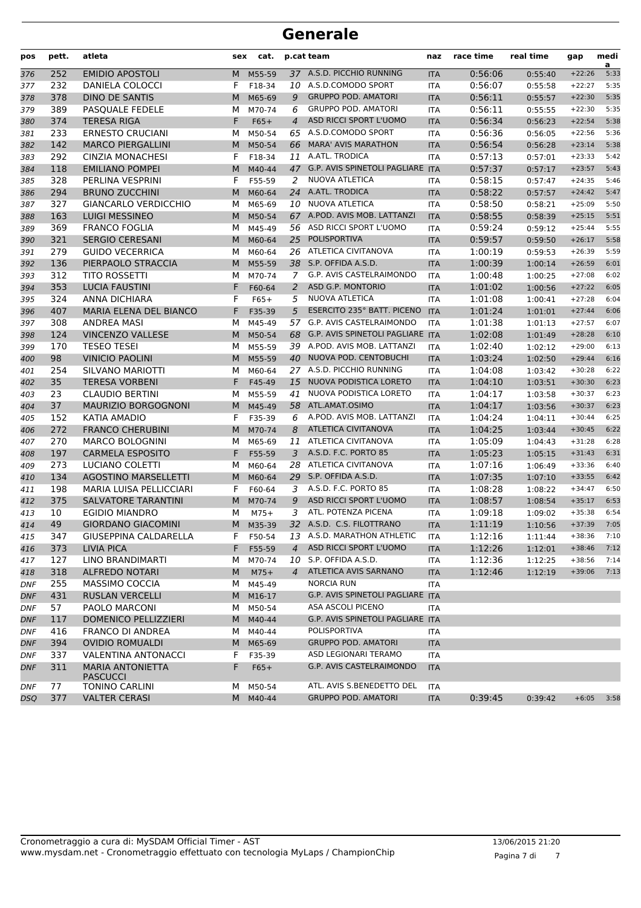# Generale

| pos | pett. | atleta | sex | cat. | p.cat | team | naz | race time | real time | gap | media |
|---|---|---|---|---|---|---|---|---|---|---|---|
| 376 | 252 | EMIDIO APOSTOLI | M | M55-59 | 37 | A.S.D. PICCHIO RUNNING | ITA | 0:56:06 | 0:55:40 | +22:26 | 5:33 |
| 377 | 232 | DANIELA COLOCCI | F | F18-34 | 10 | A.S.D.COMODO SPORT | ITA | 0:56:07 | 0:55:58 | +22:27 | 5:35 |
| 378 | 378 | DINO DE SANTIS | M | M65-69 | 9 | GRUPPO POD. AMATORI | ITA | 0:56:11 | 0:55:57 | +22:30 | 5:35 |
| 379 | 389 | PASQUALE FEDELE | M | M70-74 | 6 | GRUPPO POD. AMATORI | ITA | 0:56:11 | 0:55:55 | +22:30 | 5:35 |
| 380 | 374 | TERESA RIGA | F | F65+ | 4 | ASD RICCI SPORT L'UOMO | ITA | 0:56:34 | 0:56:23 | +22:54 | 5:38 |
| 381 | 233 | ERNESTO CRUCIANI | M | M50-54 | 65 | A.S.D.COMODO SPORT | ITA | 0:56:36 | 0:56:05 | +22:56 | 5:36 |
| 382 | 142 | MARCO PIERGALLINI | M | M50-54 | 66 | MARA' AVIS MARATHON | ITA | 0:56:54 | 0:56:28 | +23:14 | 5:38 |
| 383 | 292 | CINZIA MONACHESI | F | F18-34 | 11 | A.ATL. TRODICA | ITA | 0:57:13 | 0:57:01 | +23:33 | 5:42 |
| 384 | 118 | EMILIANO POMPEI | M | M40-44 | 47 | G.P. AVIS SPINETOLI PAGLIARE | ITA | 0:57:37 | 0:57:17 | +23:57 | 5:43 |
| 385 | 328 | PERLINA VESPRINI | F | F55-59 | 2 | NUOVA ATLETICA | ITA | 0:58:15 | 0:57:47 | +24:35 | 5:46 |
| 386 | 294 | BRUNO ZUCCHINI | M | M60-64 | 24 | A.ATL. TRODICA | ITA | 0:58:22 | 0:57:57 | +24:42 | 5:47 |
| 387 | 327 | GIANCARLO VERDICCHIO | M | M65-69 | 10 | NUOVA ATLETICA | ITA | 0:58:50 | 0:58:21 | +25:09 | 5:50 |
| 388 | 163 | LUIGI MESSINEO | M | M50-54 | 67 | A.POD. AVIS MOB. LATTANZI | ITA | 0:58:55 | 0:58:39 | +25:15 | 5:51 |
| 389 | 369 | FRANCO FOGLIA | M | M45-49 | 56 | ASD RICCI SPORT L'UOMO | ITA | 0:59:24 | 0:59:12 | +25:44 | 5:55 |
| 390 | 321 | SERGIO CERESANI | M | M60-64 | 25 | POLISPORTIVA | ITA | 0:59:57 | 0:59:50 | +26:17 | 5:58 |
| 391 | 279 | GUIDO VECERRICA | M | M60-64 | 26 | ATLETICA CIVITANOVA | ITA | 1:00:19 | 0:59:53 | +26:39 | 5:59 |
| 392 | 136 | PIERPAOLO STRACCIA | M | M55-59 | 38 | S.P. OFFIDA A.S.D. | ITA | 1:00:39 | 1:00:14 | +26:59 | 6:01 |
| 393 | 312 | TITO ROSSETTI | M | M70-74 | 7 | G.P. AVIS CASTELRAIMONDO | ITA | 1:00:48 | 1:00:25 | +27:08 | 6:02 |
| 394 | 353 | LUCIA FAUSTINI | F | F60-64 | 2 | ASD G.P. MONTORIO | ITA | 1:01:02 | 1:00:56 | +27:22 | 6:05 |
| 395 | 324 | ANNA DICHIARA | F | F65+ | 5 | NUOVA ATLETICA | ITA | 1:01:08 | 1:00:41 | +27:28 | 6:04 |
| 396 | 407 | MARIA ELENA DEL BIANCO | F | F35-39 | 5 | ESERCITO 235° BATT. PICENO | ITA | 1:01:24 | 1:01:01 | +27:44 | 6:06 |
| 397 | 308 | ANDREA MASI | M | M45-49 | 57 | G.P. AVIS CASTELRAIMONDO | ITA | 1:01:38 | 1:01:13 | +27:57 | 6:07 |
| 398 | 124 | VINCENZO VALLESE | M | M50-54 | 68 | G.P. AVIS SPINETOLI PAGLIARE | ITA | 1:02:08 | 1:01:49 | +28:28 | 6:10 |
| 399 | 170 | TESEO TESEI | M | M55-59 | 39 | A.POD. AVIS MOB. LATTANZI | ITA | 1:02:40 | 1:02:12 | +29:00 | 6:13 |
| 400 | 98 | VINICIO PAOLINI | M | M55-59 | 40 | NUOVA POD. CENTOBUCHI | ITA | 1:03:24 | 1:02:50 | +29:44 | 6:16 |
| 401 | 254 | SILVANO MARIOTTI | M | M60-64 | 27 | A.S.D. PICCHIO RUNNING | ITA | 1:04:08 | 1:03:42 | +30:28 | 6:22 |
| 402 | 35 | TERESA VORBENI | F | F45-49 | 15 | NUOVA PODISTICA LORETO | ITA | 1:04:10 | 1:03:51 | +30:30 | 6:23 |
| 403 | 23 | CLAUDIO BERTINI | M | M55-59 | 41 | NUOVA PODISTICA LORETO | ITA | 1:04:17 | 1:03:58 | +30:37 | 6:23 |
| 404 | 37 | MAURIZIO BORGOGNONI | M | M45-49 | 58 | ATL.AMAT.OSIMO | ITA | 1:04:17 | 1:03:56 | +30:37 | 6:23 |
| 405 | 152 | KATIA AMADIO | F | F35-39 | 6 | A.POD. AVIS MOB. LATTANZI | ITA | 1:04:24 | 1:04:11 | +30:44 | 6:25 |
| 406 | 272 | FRANCO CHERUBINI | M | M70-74 | 8 | ATLETICA CIVITANOVA | ITA | 1:04:25 | 1:03:44 | +30:45 | 6:22 |
| 407 | 270 | MARCO BOLOGNINI | M | M65-69 | 11 | ATLETICA CIVITANOVA | ITA | 1:05:09 | 1:04:43 | +31:28 | 6:28 |
| 408 | 197 | CARMELA ESPOSITO | F | F55-59 | 3 | A.S.D. F.C. PORTO 85 | ITA | 1:05:23 | 1:05:15 | +31:43 | 6:31 |
| 409 | 273 | LUCIANO COLETTI | M | M60-64 | 28 | ATLETICA CIVITANOVA | ITA | 1:07:16 | 1:06:49 | +33:36 | 6:40 |
| 410 | 134 | AGOSTINO MARSELLETTI | M | M60-64 | 29 | S.P. OFFIDA A.S.D. | ITA | 1:07:35 | 1:07:10 | +33:55 | 6:42 |
| 411 | 198 | MARIA LUISA PELLICCIARI | F | F60-64 | 3 | A.S.D. F.C. PORTO 85 | ITA | 1:08:28 | 1:08:22 | +34:47 | 6:50 |
| 412 | 375 | SALVATORE TARANTINI | M | M70-74 | 9 | ASD RICCI SPORT L'UOMO | ITA | 1:08:57 | 1:08:54 | +35:17 | 6:53 |
| 413 | 10 | EGIDIO MIANDRO | M | M75+ | 3 | ATL. POTENZA PICENA | ITA | 1:09:18 | 1:09:02 | +35:38 | 6:54 |
| 414 | 49 | GIORDANO GIACOMINI | M | M35-39 | 32 | A.S.D. C.S. FILOTTRANO | ITA | 1:11:19 | 1:10:56 | +37:39 | 7:05 |
| 415 | 347 | GIUSEPPINA CALDARELLA | F | F50-54 | 13 | A.S.D. MARATHON ATHLETIC | ITA | 1:12:16 | 1:11:44 | +38:36 | 7:10 |
| 416 | 373 | LIVIA PICA | F | F55-59 | 4 | ASD RICCI SPORT L'UOMO | ITA | 1:12:26 | 1:12:01 | +38:46 | 7:12 |
| 417 | 127 | LINO BRANDIMARTI | M | M70-74 | 10 | S.P. OFFIDA A.S.D. | ITA | 1:12:36 | 1:12:25 | +38:56 | 7:14 |
| 418 | 318 | ALFREDO NOTARI | M | M75+ | 4 | ATLETICA AVIS SARNANO | ITA | 1:12:46 | 1:12:19 | +39:06 | 7:13 |
| DNF | 255 | MASSIMO COCCIA | M | M45-49 | | NORCIA RUN | ITA | | | | |
| DNF | 431 | RUSLAN VERCELLI | M | M16-17 | | G.P. AVIS SPINETOLI PAGLIARE | ITA | | | | |
| DNF | 57 | PAOLO MARCONI | M | M50-54 | | ASA ASCOLI PICENO | ITA | | | | |
| DNF | 117 | DOMENICO PELLIZZIERI | M | M40-44 | | G.P. AVIS SPINETOLI PAGLIARE | ITA | | | | |
| DNF | 416 | FRANCO DI ANDREA | M | M40-44 | | POLISPORTIVA | ITA | | | | |
| DNF | 394 | OVIDIO ROMUALDI | M | M65-69 | | GRUPPO POD. AMATORI | ITA | | | | |
| DNF | 337 | VALENTINA ANTONACCI | F | F35-39 | | ASD LEGIONARI TERAMO | ITA | | | | |
| DNF | 311 | MARIA ANTONIETTA PASCUCCI | F | F65+ | | G.P. AVIS CASTELRAIMONDO | ITA | | | | |
| DNF | 77 | TONINO CARLINI | M | M50-54 | | ATL. AVIS S.BENEDETTO DEL | ITA | | | | |
| DSQ | 377 | VALTER CERASI | M | M40-44 | | GRUPPO POD. AMATORI | ITA | 0:39:45 | 0:39:42 | +6:05 | 3:58 |

Cronometraggio a cura di: MySDAM Official Timer - AST
www.mysdam.net - Cronometraggio effettuato con tecnologia MyLaps / ChampionChip

13/06/2015 21:20